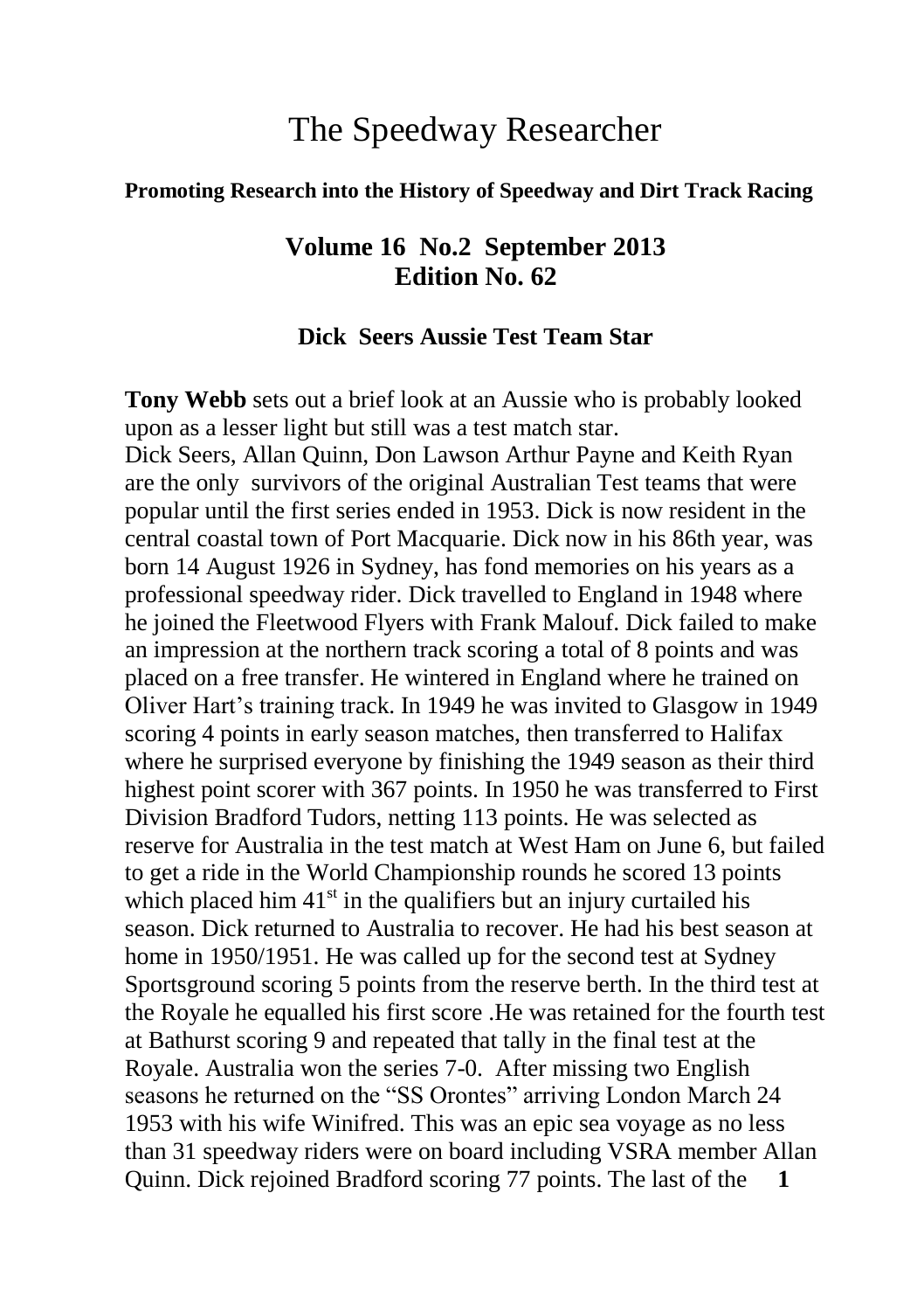# The Speedway Researcher

**Promoting Research into the History of Speedway and Dirt Track Racing**

## Volume 16 No.2 September 2013
## Edition No. 62

### Dick Seers Aussie Test Team Star

**Tony Webb** sets out a brief look at an Aussie who is probably looked upon as a lesser light but still was a test match star.

Dick Seers, Allan Quinn, Don Lawson Arthur Payne and Keith Ryan are the only survivors of the original Australian Test teams that were popular until the first series ended in 1953. Dick is now resident in the central coastal town of Port Macquarie. Dick now in his 86th year, was born 14 August 1926 in Sydney, has fond memories on his years as a professional speedway rider. Dick travelled to England in 1948 where he joined the Fleetwood Flyers with Frank Malouf. Dick failed to make an impression at the northern track scoring a total of 8 points and was placed on a free transfer. He wintered in England where he trained on Oliver Hart's training track. In 1949 he was invited to Glasgow in 1949 scoring 4 points in early season matches, then transferred to Halifax where he surprised everyone by finishing the 1949 season as their third highest point scorer with 367 points. In 1950 he was transferred to First Division Bradford Tudors, netting 113 points. He was selected as reserve for Australia in the test match at West Ham on June 6, but failed to get a ride in the World Championship rounds he scored 13 points which placed him 41st in the qualifiers but an injury curtailed his season. Dick returned to Australia to recover. He had his best season at home in 1950/1951. He was called up for the second test at Sydney Sportsground scoring 5 points from the reserve berth. In the third test at the Royale he equalled his first score .He was retained for the fourth test at Bathurst scoring 9 and repeated that tally in the final test at the Royale. Australia won the series 7-0. After missing two English seasons he returned on the "SS Orontes" arriving London March 24 1953 with his wife Winifred. This was an epic sea voyage as no less than 31 speedway riders were on board including VSRA member Allan Quinn. Dick rejoined Bradford scoring 77 points. The last of the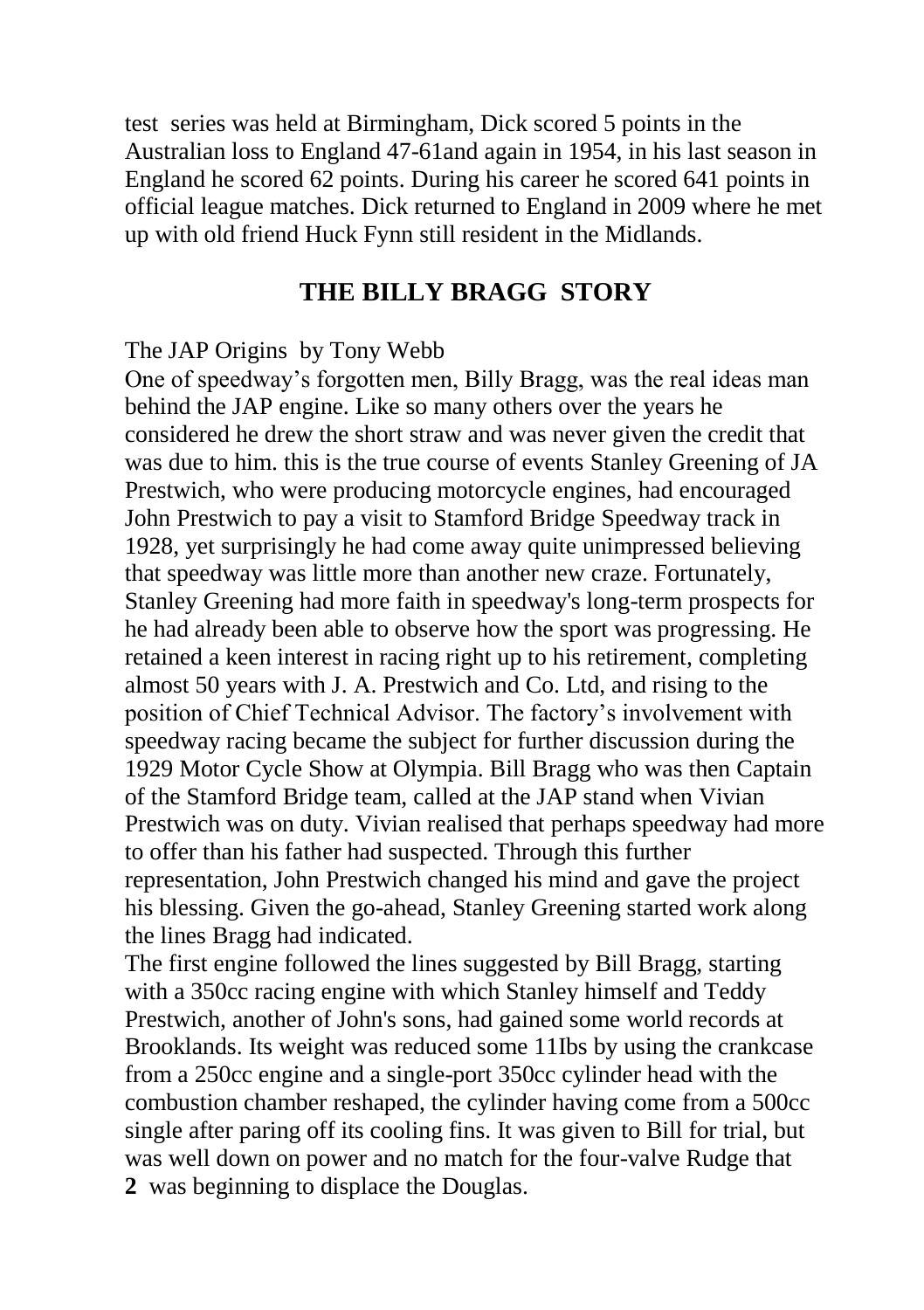test series was held at Birmingham, Dick scored 5 points in the Australian loss to England 47-61and again in 1954, in his last season in England he scored 62 points. During his career he scored 641 points in official league matches. Dick returned to England in 2009 where he met up with old friend Huck Fynn still resident in the Midlands.

## THE BILLY BRAGG STORY

The JAP Origins by Tony Webb

One of speedway's forgotten men, Billy Bragg, was the real ideas man behind the JAP engine. Like so many others over the years he considered he drew the short straw and was never given the credit that was due to him. this is the true course of events Stanley Greening of JA Prestwich, who were producing motorcycle engines, had encouraged John Prestwich to pay a visit to Stamford Bridge Speedway track in 1928, yet surprisingly he had come away quite unimpressed believing that speedway was little more than another new craze. Fortunately, Stanley Greening had more faith in speedway's long-term prospects for he had already been able to observe how the sport was progressing. He retained a keen interest in racing right up to his retirement, completing almost 50 years with J. A. Prestwich and Co. Ltd, and rising to the position of Chief Technical Advisor. The factory's involvement with speedway racing became the subject for further discussion during the 1929 Motor Cycle Show at Olympia. Bill Bragg who was then Captain of the Stamford Bridge team, called at the JAP stand when Vivian Prestwich was on duty. Vivian realised that perhaps speedway had more to offer than his father had suspected. Through this further representation, John Prestwich changed his mind and gave the project his blessing. Given the go-ahead, Stanley Greening started work along the lines Bragg had indicated.

The first engine followed the lines suggested by Bill Bragg, starting with a 350cc racing engine with which Stanley himself and Teddy Prestwich, another of John's sons, had gained some world records at Brooklands. Its weight was reduced some 11Ibs by using the crankcase from a 250cc engine and a single-port 350cc cylinder head with the combustion chamber reshaped, the cylinder having come from a 500cc single after paring off its cooling fins. It was given to Bill for trial, but was well down on power and no match for the four-valve Rudge that was beginning to displace the Douglas.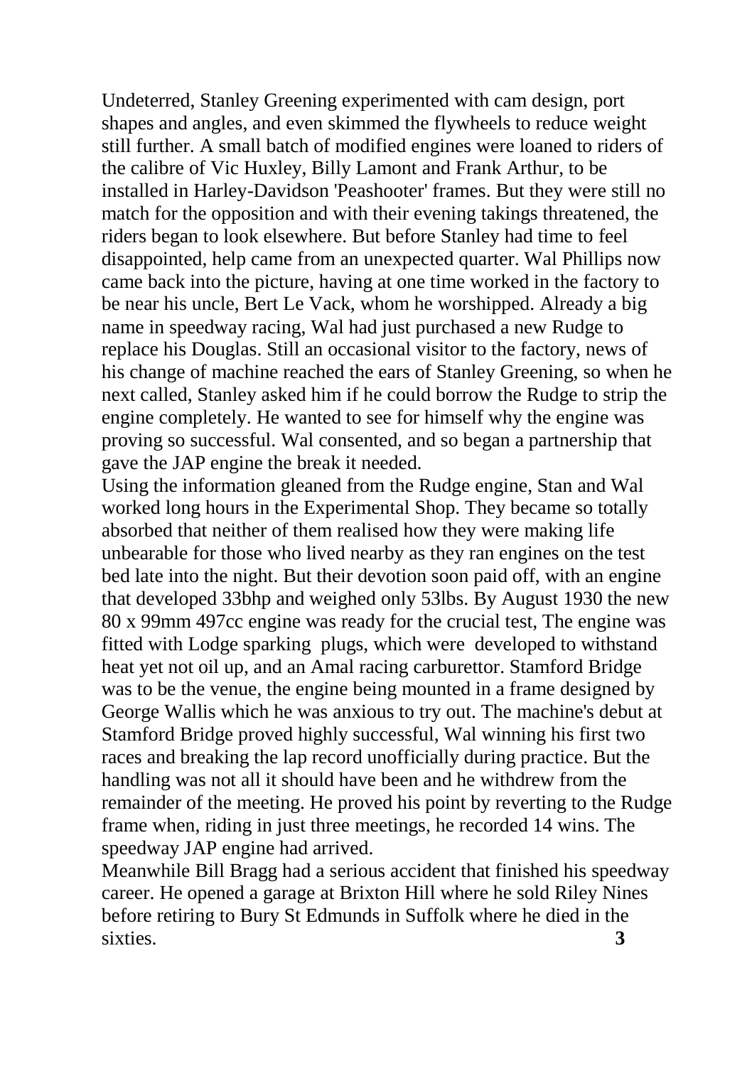Undeterred, Stanley Greening experimented with cam design, port shapes and angles, and even skimmed the flywheels to reduce weight still further. A small batch of modified engines were loaned to riders of the calibre of Vic Huxley, Billy Lamont and Frank Arthur, to be installed in Harley-Davidson 'Peashooter' frames. But they were still no match for the opposition and with their evening takings threatened, the riders began to look elsewhere. But before Stanley had time to feel disappointed, help came from an unexpected quarter. Wal Phillips now came back into the picture, having at one time worked in the factory to be near his uncle, Bert Le Vack, whom he worshipped. Already a big name in speedway racing, Wal had just purchased a new Rudge to replace his Douglas. Still an occasional visitor to the factory, news of his change of machine reached the ears of Stanley Greening, so when he next called, Stanley asked him if he could borrow the Rudge to strip the engine completely. He wanted to see for himself why the engine was proving so successful. Wal consented, and so began a partnership that gave the JAP engine the break it needed.

Using the information gleaned from the Rudge engine, Stan and Wal worked long hours in the Experimental Shop. They became so totally absorbed that neither of them realised how they were making life unbearable for those who lived nearby as they ran engines on the test bed late into the night. But their devotion soon paid off, with an engine that developed 33bhp and weighed only 53lbs. By August 1930 the new 80 x 99mm 497cc engine was ready for the crucial test, The engine was fitted with Lodge sparking plugs, which were developed to withstand heat yet not oil up, and an Amal racing carburettor. Stamford Bridge was to be the venue, the engine being mounted in a frame designed by George Wallis which he was anxious to try out. The machine's debut at Stamford Bridge proved highly successful, Wal winning his first two races and breaking the lap record unofficially during practice. But the handling was not all it should have been and he withdrew from the remainder of the meeting. He proved his point by reverting to the Rudge frame when, riding in just three meetings, he recorded 14 wins. The speedway JAP engine had arrived.

Meanwhile Bill Bragg had a serious accident that finished his speedway career. He opened a garage at Brixton Hill where he sold Riley Nines before retiring to Bury St Edmunds in Suffolk where he died in the sixties.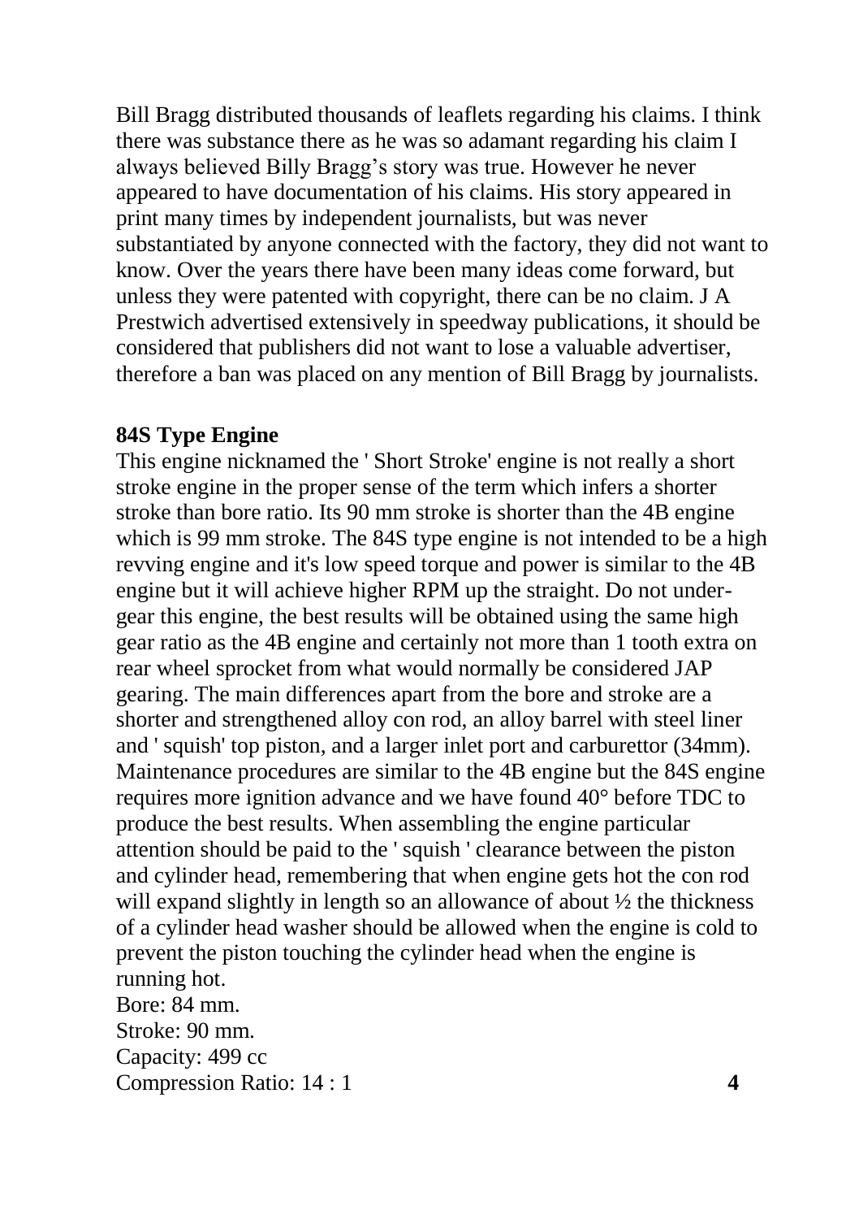Bill Bragg distributed thousands of leaflets regarding his claims. I think there was substance there as he was so adamant regarding his claim I always believed Billy Bragg's story was true. However he never appeared to have documentation of his claims. His story appeared in print many times by independent journalists, but was never substantiated by anyone connected with the factory, they did not want to know. Over the years there have been many ideas come forward, but unless they were patented with copyright, there can be no claim. J A Prestwich advertised extensively in speedway publications, it should be considered that publishers did not want to lose a valuable advertiser, therefore a ban was placed on any mention of Bill Bragg by journalists.

**84S Type Engine**

This engine nicknamed the ' Short Stroke' engine is not really a short stroke engine in the proper sense of the term which infers a shorter stroke than bore ratio. Its 90 mm stroke is shorter than the 4B engine which is 99 mm stroke. The 84S type engine is not intended to be a high revving engine and it's low speed torque and power is similar to the 4B engine but it will achieve higher RPM up the straight. Do not under-gear this engine, the best results will be obtained using the same high gear ratio as the 4B engine and certainly not more than 1 tooth extra on rear wheel sprocket from what would normally be considered JAP gearing. The main differences apart from the bore and stroke are a shorter and strengthened alloy con rod, an alloy barrel with steel liner and ' squish' top piston, and a larger inlet port and carburettor (34mm). Maintenance procedures are similar to the 4B engine but the 84S engine requires more ignition advance and we have found 40° before TDC to produce the best results. When assembling the engine particular attention should be paid to the ' squish ' clearance between the piston and cylinder head, remembering that when engine gets hot the con rod will expand slightly in length so an allowance of about ½ the thickness of a cylinder head washer should be allowed when the engine is cold to prevent the piston touching the cylinder head when the engine is running hot.

Bore: 84 mm.
Stroke: 90 mm.
Capacity: 499 cc
Compression Ratio: 14 : 1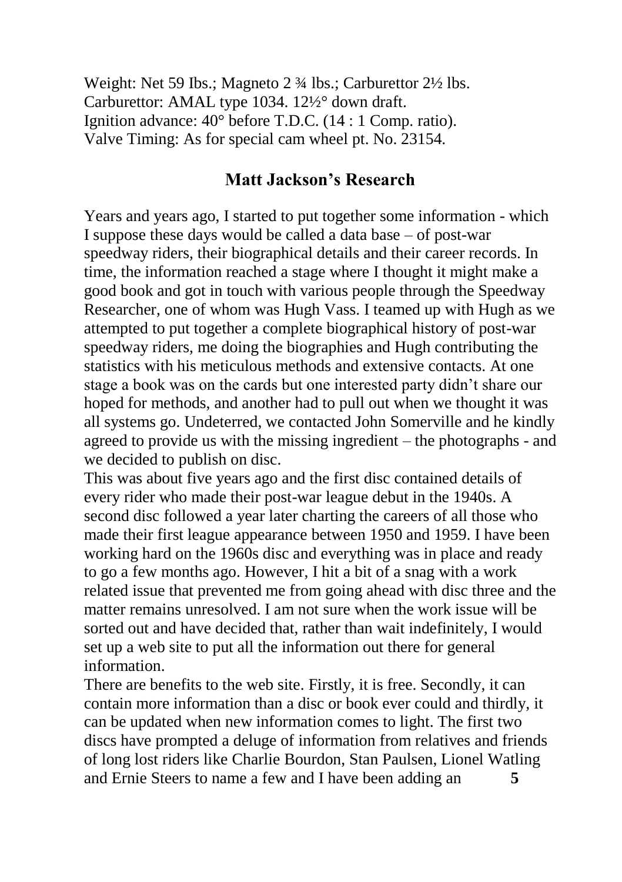Weight: Net 59 Ibs.; Magneto 2 ¾ lbs.; Carburettor 2½ lbs.
Carburettor: AMAL type 1034. 12½° down draft.
Ignition advance: 40° before T.D.C. (14 : 1 Comp. ratio).
Valve Timing: As for special cam wheel pt. No. 23154.

## Matt Jackson's Research

Years and years ago, I started to put together some information - which I suppose these days would be called a data base – of post-war speedway riders, their biographical details and their career records. In time, the information reached a stage where I thought it might make a good book and got in touch with various people through the Speedway Researcher, one of whom was Hugh Vass. I teamed up with Hugh as we attempted to put together a complete biographical history of post-war speedway riders, me doing the biographies and Hugh contributing the statistics with his meticulous methods and extensive contacts. At one stage a book was on the cards but one interested party didn't share our hoped for methods, and another had to pull out when we thought it was all systems go. Undeterred, we contacted John Somerville and he kindly agreed to provide us with the missing ingredient – the photographs - and we decided to publish on disc.

This was about five years ago and the first disc contained details of every rider who made their post-war league debut in the 1940s. A second disc followed a year later charting the careers of all those who made their first league appearance between 1950 and 1959. I have been working hard on the 1960s disc and everything was in place and ready to go a few months ago. However, I hit a bit of a snag with a work related issue that prevented me from going ahead with disc three and the matter remains unresolved. I am not sure when the work issue will be sorted out and have decided that, rather than wait indefinitely, I would set up a web site to put all the information out there for general information.

There are benefits to the web site. Firstly, it is free. Secondly, it can contain more information than a disc or book ever could and thirdly, it can be updated when new information comes to light. The first two discs have prompted a deluge of information from relatives and friends of long lost riders like Charlie Bourdon, Stan Paulsen, Lionel Watling and Ernie Steers to name a few and I have been adding an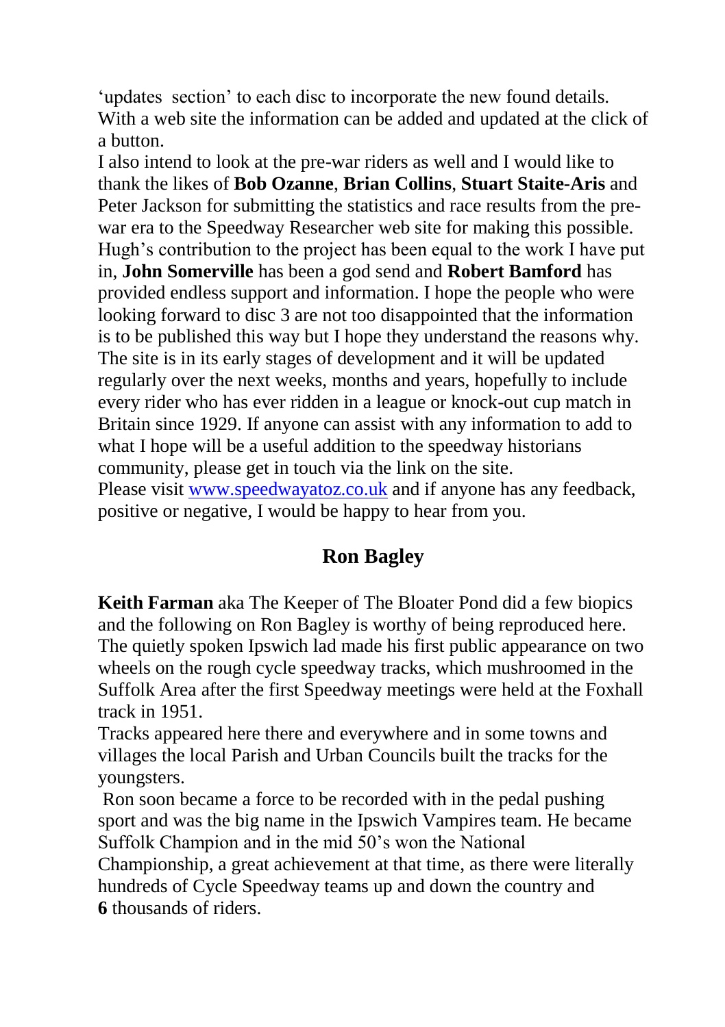'updates section' to each disc to incorporate the new found details. With a web site the information can be added and updated at the click of a button.

I also intend to look at the pre-war riders as well and I would like to thank the likes of **Bob Ozanne**, **Brian Collins**, **Stuart Staite-Aris** and Peter Jackson for submitting the statistics and race results from the pre-war era to the Speedway Researcher web site for making this possible. Hugh's contribution to the project has been equal to the work I have put in, **John Somerville** has been a god send and **Robert Bamford** has provided endless support and information. I hope the people who were looking forward to disc 3 are not too disappointed that the information is to be published this way but I hope they understand the reasons why. The site is in its early stages of development and it will be updated regularly over the next weeks, months and years, hopefully to include every rider who has ever ridden in a league or knock-out cup match in Britain since 1929. If anyone can assist with any information to add to what I hope will be a useful addition to the speedway historians community, please get in touch via the link on the site.

Please visit [www.speedwayatoz.co.uk](http://www.speedwayatoz.co.uk) and if anyone has any feedback, positive or negative, I would be happy to hear from you.

## Ron Bagley

**Keith Farman** aka The Keeper of The Bloater Pond did a few biopics and the following on Ron Bagley is worthy of being reproduced here. The quietly spoken Ipswich lad made his first public appearance on two wheels on the rough cycle speedway tracks, which mushroomed in the Suffolk Area after the first Speedway meetings were held at the Foxhall track in 1951.

Tracks appeared here there and everywhere and in some towns and villages the local Parish and Urban Councils built the tracks for the youngsters.

Ron soon became a force to be recorded with in the pedal pushing sport and was the big name in the Ipswich Vampires team. He became Suffolk Champion and in the mid 50's won the National Championship, a great achievement at that time, as there were literally hundreds of Cycle Speedway teams up and down the country and thousands of riders.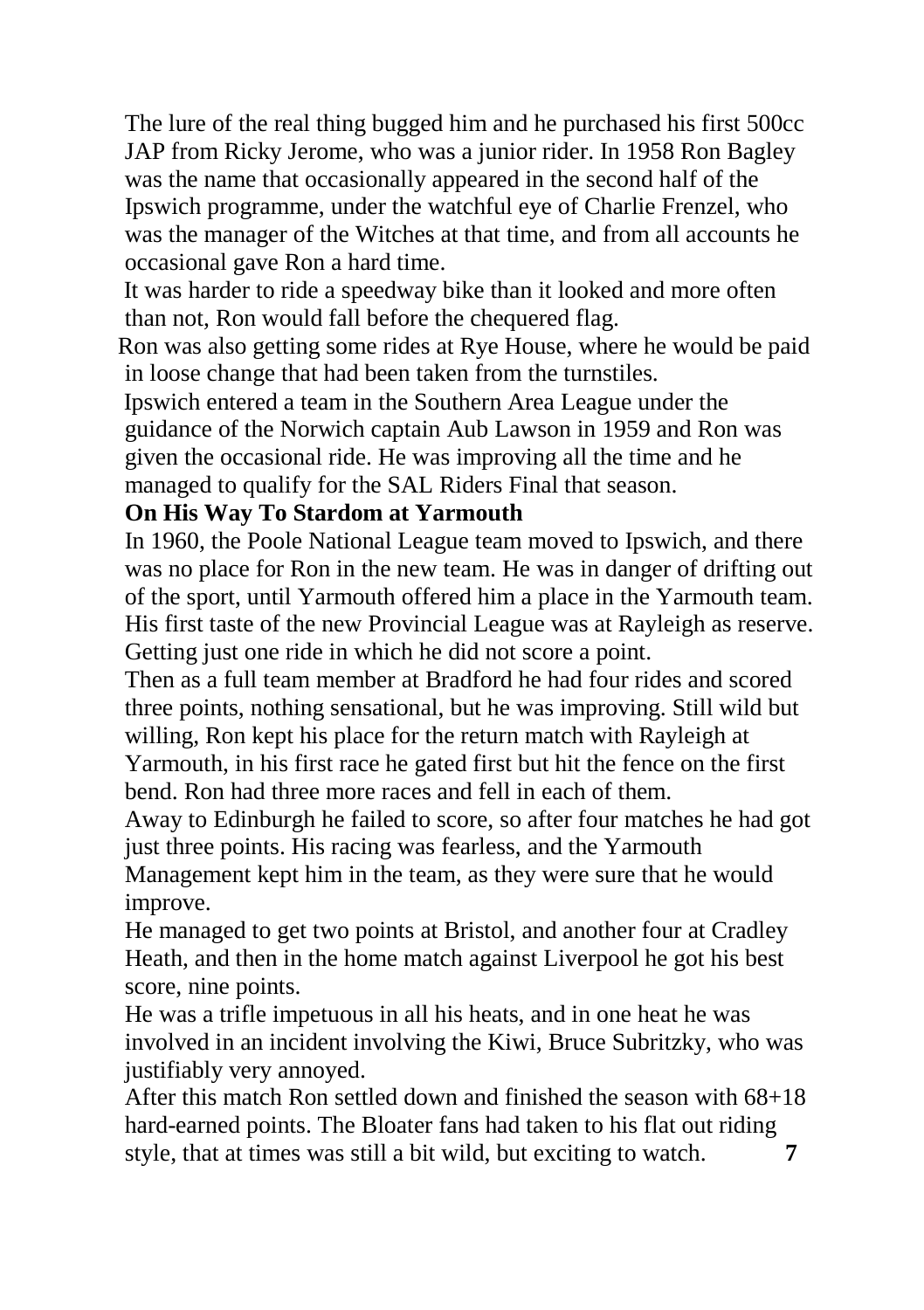The lure of the real thing bugged him and he purchased his first 500cc JAP from Ricky Jerome, who was a junior rider. In 1958 Ron Bagley was the name that occasionally appeared in the second half of the Ipswich programme, under the watchful eye of Charlie Frenzel, who was the manager of the Witches at that time, and from all accounts he occasional gave Ron a hard time.

It was harder to ride a speedway bike than it looked and more often than not, Ron would fall before the chequered flag.

Ron was also getting some rides at Rye House, where he would be paid in loose change that had been taken from the turnstiles.

Ipswich entered a team in the Southern Area League under the guidance of the Norwich captain Aub Lawson in 1959 and Ron was given the occasional ride. He was improving all the time and he managed to qualify for the SAL Riders Final that season.

**On His Way To Stardom at Yarmouth**

In 1960, the Poole National League team moved to Ipswich, and there was no place for Ron in the new team. He was in danger of drifting out of the sport, until Yarmouth offered him a place in the Yarmouth team. His first taste of the new Provincial League was at Rayleigh as reserve. Getting just one ride in which he did not score a point.

Then as a full team member at Bradford he had four rides and scored three points, nothing sensational, but he was improving. Still wild but willing, Ron kept his place for the return match with Rayleigh at Yarmouth, in his first race he gated first but hit the fence on the first bend. Ron had three more races and fell in each of them.

Away to Edinburgh he failed to score, so after four matches he had got just three points. His racing was fearless, and the Yarmouth Management kept him in the team, as they were sure that he would improve.

He managed to get two points at Bristol, and another four at Cradley Heath, and then in the home match against Liverpool he got his best score, nine points.

He was a trifle impetuous in all his heats, and in one heat he was involved in an incident involving the Kiwi, Bruce Subritzky, who was justifiably very annoyed.

After this match Ron settled down and finished the season with 68+18 hard-earned points. The Bloater fans had taken to his flat out riding style, that at times was still a bit wild, but exciting to watch.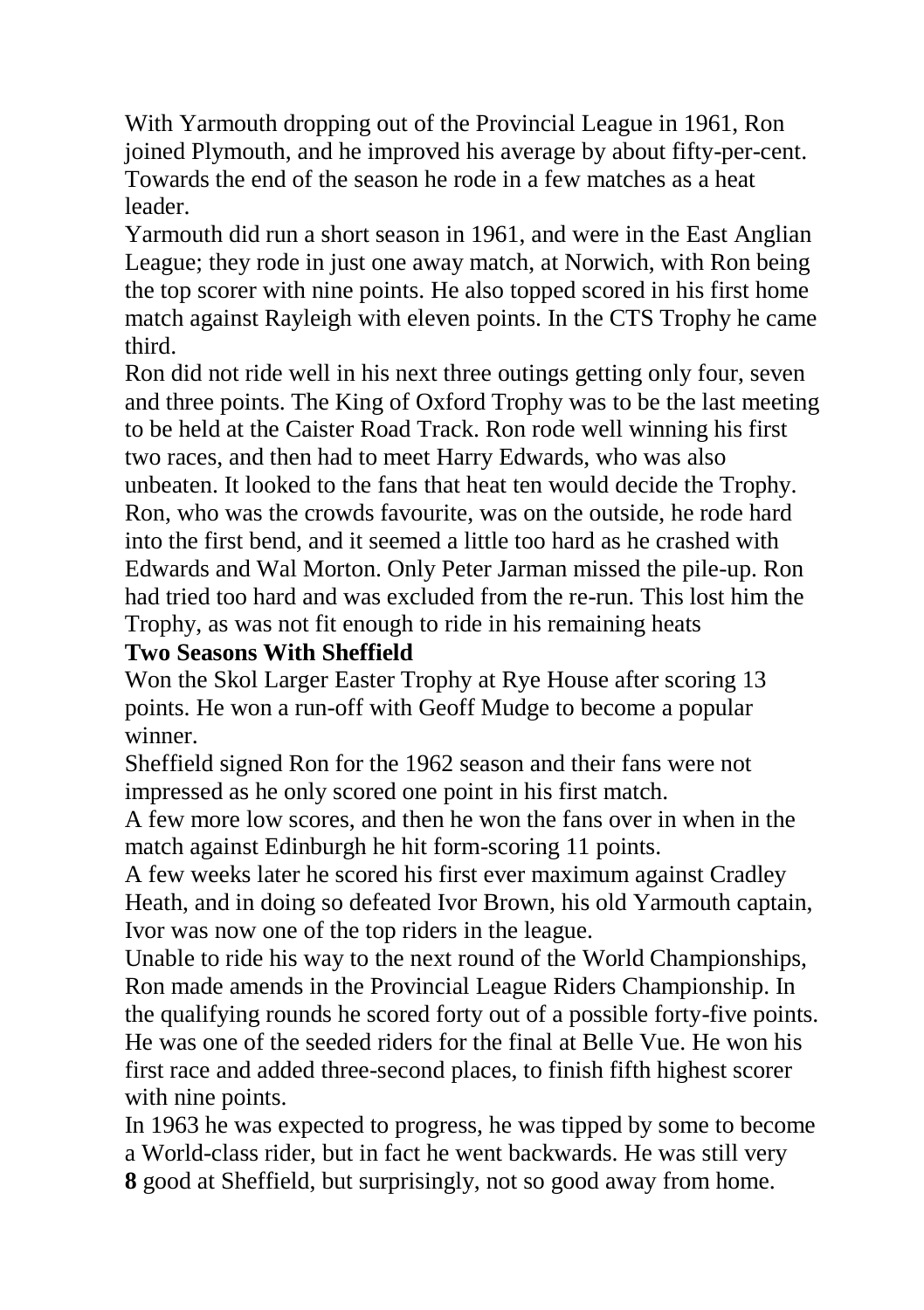With Yarmouth dropping out of the Provincial League in 1961, Ron joined Plymouth, and he improved his average by about fifty-per-cent. Towards the end of the season he rode in a few matches as a heat leader.

Yarmouth did run a short season in 1961, and were in the East Anglian League; they rode in just one away match, at Norwich, with Ron being the top scorer with nine points. He also topped scored in his first home match against Rayleigh with eleven points. In the CTS Trophy he came third.

Ron did not ride well in his next three outings getting only four, seven and three points. The King of Oxford Trophy was to be the last meeting to be held at the Caister Road Track. Ron rode well winning his first two races, and then had to meet Harry Edwards, who was also unbeaten. It looked to the fans that heat ten would decide the Trophy. Ron, who was the crowds favourite, was on the outside, he rode hard into the first bend, and it seemed a little too hard as he crashed with Edwards and Wal Morton. Only Peter Jarman missed the pile-up. Ron had tried too hard and was excluded from the re-run. This lost him the Trophy, as was not fit enough to ride in his remaining heats

**Two Seasons With Sheffield**

Won the Skol Larger Easter Trophy at Rye House after scoring 13 points. He won a run-off with Geoff Mudge to become a popular winner.

Sheffield signed Ron for the 1962 season and their fans were not impressed as he only scored one point in his first match.

A few more low scores, and then he won the fans over in when in the match against Edinburgh he hit form-scoring 11 points.

A few weeks later he scored his first ever maximum against Cradley Heath, and in doing so defeated Ivor Brown, his old Yarmouth captain, Ivor was now one of the top riders in the league.

Unable to ride his way to the next round of the World Championships, Ron made amends in the Provincial League Riders Championship. In the qualifying rounds he scored forty out of a possible forty-five points. He was one of the seeded riders for the final at Belle Vue. He won his first race and added three-second places, to finish fifth highest scorer with nine points.

In 1963 he was expected to progress, he was tipped by some to become a World-class rider, but in fact he went backwards. He was still very good at Sheffield, but surprisingly, not so good away from home.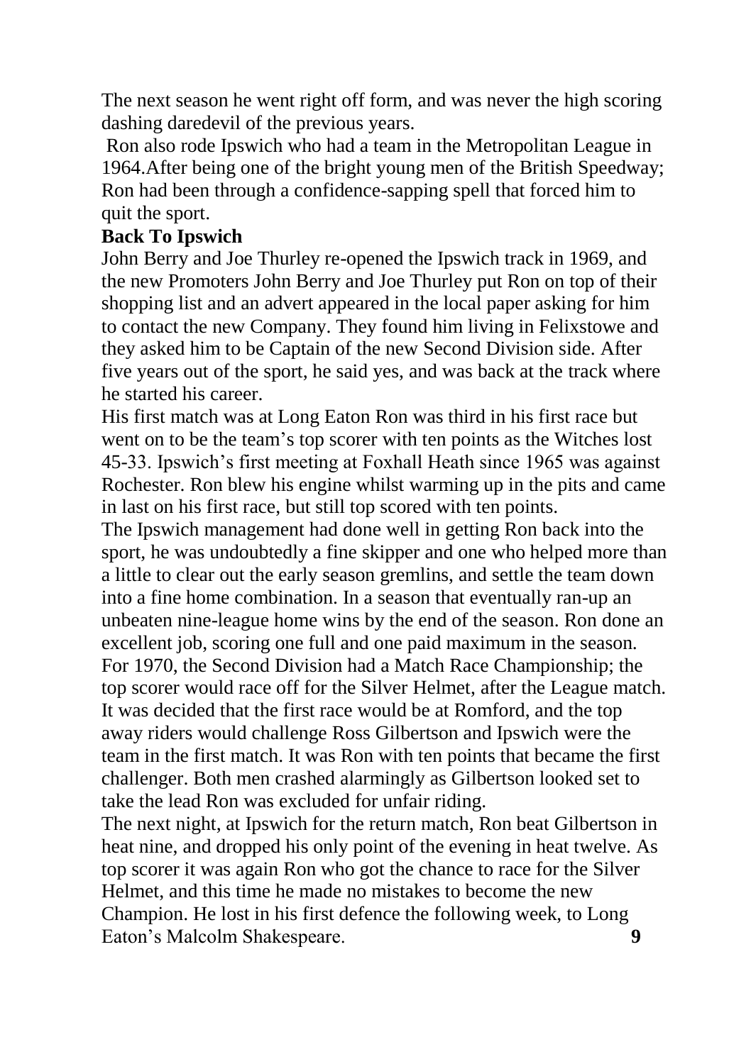The next season he went right off form, and was never the high scoring dashing daredevil of the previous years.

Ron also rode Ipswich who had a team in the Metropolitan League in 1964.After being one of the bright young men of the British Speedway; Ron had been through a confidence-sapping spell that forced him to quit the sport.

**Back To Ipswich**

John Berry and Joe Thurley re-opened the Ipswich track in 1969, and the new Promoters John Berry and Joe Thurley put Ron on top of their shopping list and an advert appeared in the local paper asking for him to contact the new Company. They found him living in Felixstowe and they asked him to be Captain of the new Second Division side. After five years out of the sport, he said yes, and was back at the track where he started his career.

His first match was at Long Eaton Ron was third in his first race but went on to be the team's top scorer with ten points as the Witches lost 45-33. Ipswich's first meeting at Foxhall Heath since 1965 was against Rochester. Ron blew his engine whilst warming up in the pits and came in last on his first race, but still top scored with ten points.

The Ipswich management had done well in getting Ron back into the sport, he was undoubtedly a fine skipper and one who helped more than a little to clear out the early season gremlins, and settle the team down into a fine home combination. In a season that eventually ran-up an unbeaten nine-league home wins by the end of the season. Ron done an excellent job, scoring one full and one paid maximum in the season.

For 1970, the Second Division had a Match Race Championship; the top scorer would race off for the Silver Helmet, after the League match. It was decided that the first race would be at Romford, and the top away riders would challenge Ross Gilbertson and Ipswich were the team in the first match. It was Ron with ten points that became the first challenger. Both men crashed alarmingly as Gilbertson looked set to take the lead Ron was excluded for unfair riding.

The next night, at Ipswich for the return match, Ron beat Gilbertson in heat nine, and dropped his only point of the evening in heat twelve. As top scorer it was again Ron who got the chance to race for the Silver Helmet, and this time he made no mistakes to become the new Champion. He lost in his first defence the following week, to Long Eaton's Malcolm Shakespeare.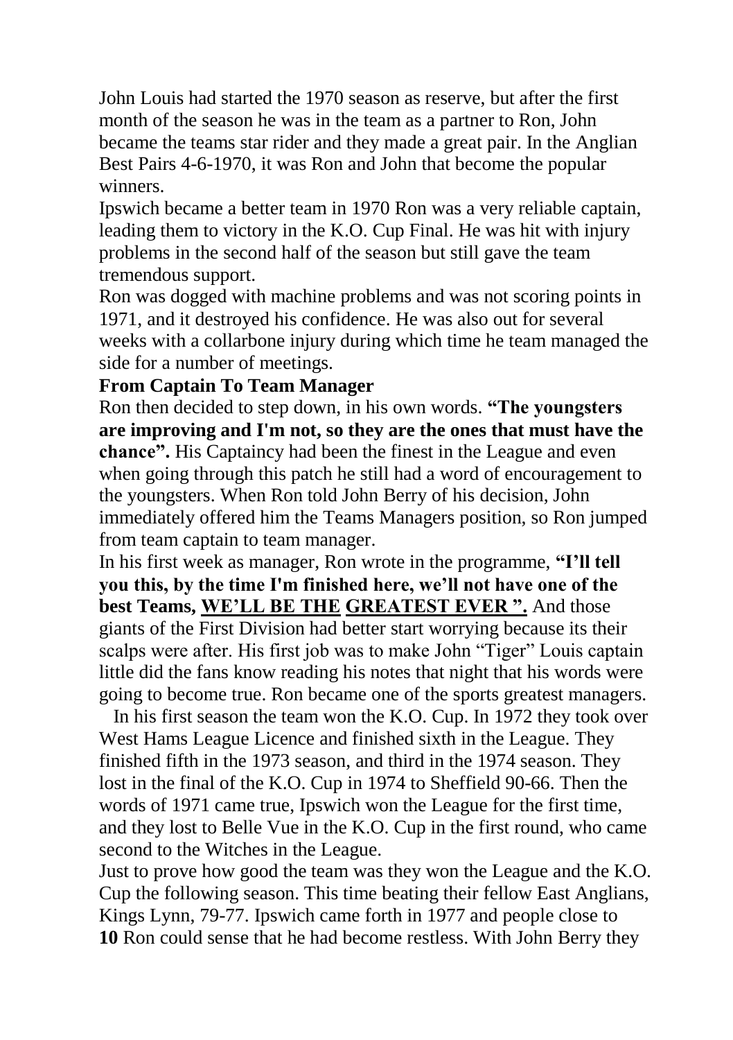John Louis had started the 1970 season as reserve, but after the first month of the season he was in the team as a partner to Ron, John became the teams star rider and they made a great pair. In the Anglian Best Pairs 4-6-1970, it was Ron and John that become the popular winners.

Ipswich became a better team in 1970 Ron was a very reliable captain, leading them to victory in the K.O. Cup Final. He was hit with injury problems in the second half of the season but still gave the team tremendous support.

Ron was dogged with machine problems and was not scoring points in 1971, and it destroyed his confidence. He was also out for several weeks with a collarbone injury during which time he team managed the side for a number of meetings.

**From Captain To Team Manager**

Ron then decided to step down, in his own words. **"The youngsters are improving and I'm not, so they are the ones that must have the chance".** His Captaincy had been the finest in the League and even when going through this patch he still had a word of encouragement to the youngsters. When Ron told John Berry of his decision, John immediately offered him the Teams Managers position, so Ron jumped from team captain to team manager.

In his first week as manager, Ron wrote in the programme, **"I'll tell you this, by the time I'm finished here, we'll not have one of the best Teams, WE'LL BE THE GREATEST EVER ".** And those giants of the First Division had better start worrying because its their scalps were after. His first job was to make John "Tiger" Louis captain little did the fans know reading his notes that night that his words were going to become true. Ron became one of the sports greatest managers.

In his first season the team won the K.O. Cup. In 1972 they took over West Hams League Licence and finished sixth in the League. They finished fifth in the 1973 season, and third in the 1974 season. They lost in the final of the K.O. Cup in 1974 to Sheffield 90-66. Then the words of 1971 came true, Ipswich won the League for the first time, and they lost to Belle Vue in the K.O. Cup in the first round, who came second to the Witches in the League.

Just to prove how good the team was they won the League and the K.O. Cup the following season. This time beating their fellow East Anglians, Kings Lynn, 79-77. Ipswich came forth in 1977 and people close to Ron could sense that he had become restless. With John Berry they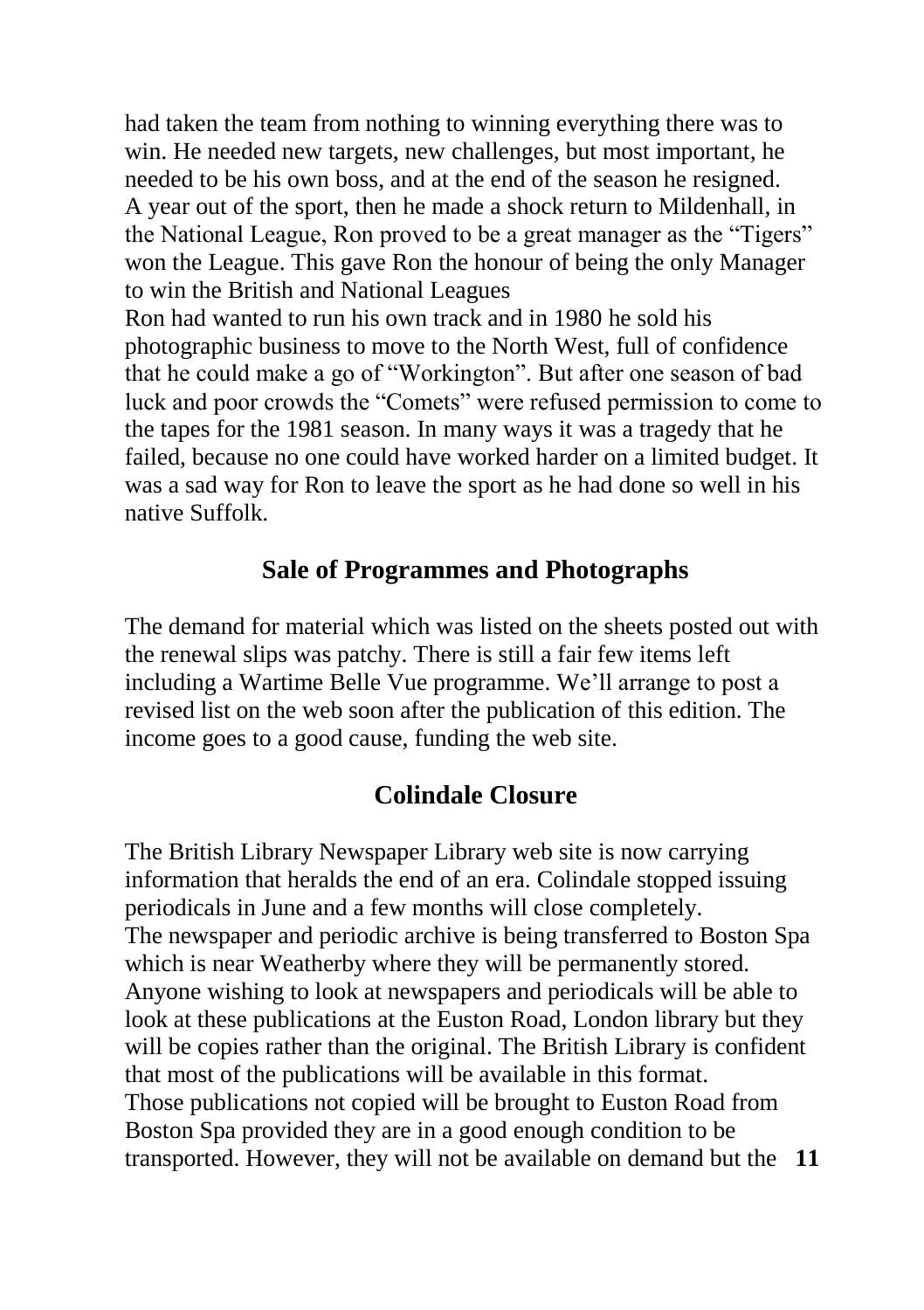had taken the team from nothing to winning everything there was to win. He needed new targets, new challenges, but most important, he needed to be his own boss, and at the end of the season he resigned. A year out of the sport, then he made a shock return to Mildenhall, in the National League, Ron proved to be a great manager as the “Tigers” won the League. This gave Ron the honour of being the only Manager to win the British and National Leagues

Ron had wanted to run his own track and in 1980 he sold his photographic business to move to the North West, full of confidence that he could make a go of “Workington”. But after one season of bad luck and poor crowds the “Comets” were refused permission to come to the tapes for the 1981 season. In many ways it was a tragedy that he failed, because no one could have worked harder on a limited budget. It was a sad way for Ron to leave the sport as he had done so well in his native Suffolk.

## Sale of Programmes and Photographs

The demand for material which was listed on the sheets posted out with the renewal slips was patchy. There is still a fair few items left including a Wartime Belle Vue programme. We’ll arrange to post a revised list on the web soon after the publication of this edition. The income goes to a good cause, funding the web site.

## Colindale Closure

The British Library Newspaper Library web site is now carrying information that heralds the end of an era. Colindale stopped issuing periodicals in June and a few months will close completely.
The newspaper and periodic archive is being transferred to Boston Spa which is near Weatherby where they will be permanently stored. Anyone wishing to look at newspapers and periodicals will be able to look at these publications at the Euston Road, London library but they will be copies rather than the original. The British Library is confident that most of the publications will be available in this format.
Those publications not copied will be brought to Euston Road from Boston Spa provided they are in a good enough condition to be transported. However, they will not be available on demand but the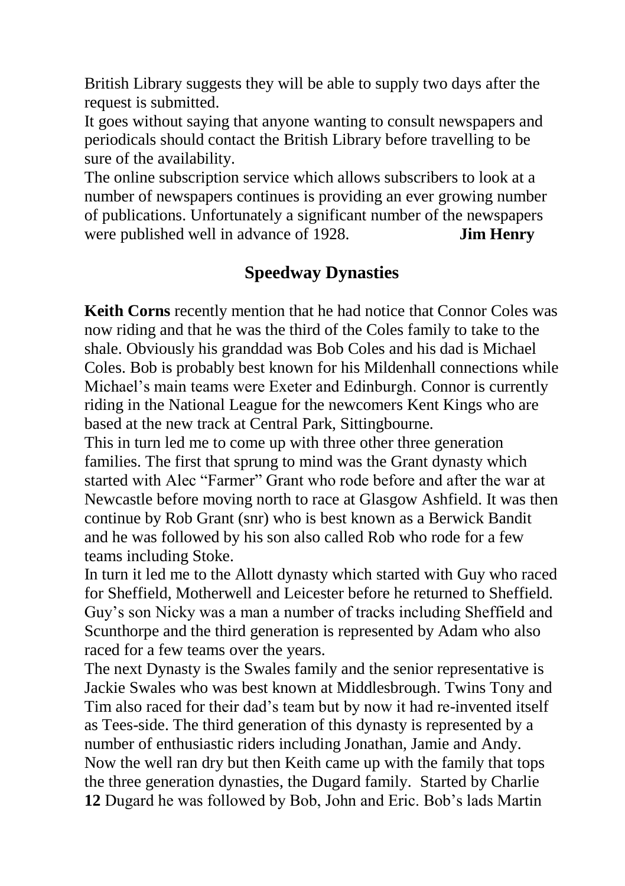British Library suggests they will be able to supply two days after the request is submitted.

It goes without saying that anyone wanting to consult newspapers and periodicals should contact the British Library before travelling to be sure of the availability.

The online subscription service which allows subscribers to look at a number of newspapers continues is providing an ever growing number of publications. Unfortunately a significant number of the newspapers were published well in advance of 1928. **Jim Henry**

## Speedway Dynasties

**Keith Corns** recently mention that he had notice that Connor Coles was now riding and that he was the third of the Coles family to take to the shale. Obviously his granddad was Bob Coles and his dad is Michael Coles. Bob is probably best known for his Mildenhall connections while Michael's main teams were Exeter and Edinburgh. Connor is currently riding in the National League for the newcomers Kent Kings who are based at the new track at Central Park, Sittingbourne.

This in turn led me to come up with three other three generation families. The first that sprung to mind was the Grant dynasty which started with Alec "Farmer" Grant who rode before and after the war at Newcastle before moving north to race at Glasgow Ashfield. It was then continue by Rob Grant (snr) who is best known as a Berwick Bandit and he was followed by his son also called Rob who rode for a few teams including Stoke.

In turn it led me to the Allott dynasty which started with Guy who raced for Sheffield, Motherwell and Leicester before he returned to Sheffield. Guy's son Nicky was a man a number of tracks including Sheffield and Scunthorpe and the third generation is represented by Adam who also raced for a few teams over the years.

The next Dynasty is the Swales family and the senior representative is Jackie Swales who was best known at Middlesbrough. Twins Tony and Tim also raced for their dad's team but by now it had re-invented itself as Tees-side. The third generation of this dynasty is represented by a number of enthusiastic riders including Jonathan, Jamie and Andy.

Now the well ran dry but then Keith came up with the family that tops the three generation dynasties, the Dugard family. Started by Charlie Dugard he was followed by Bob, John and Eric. Bob's lads Martin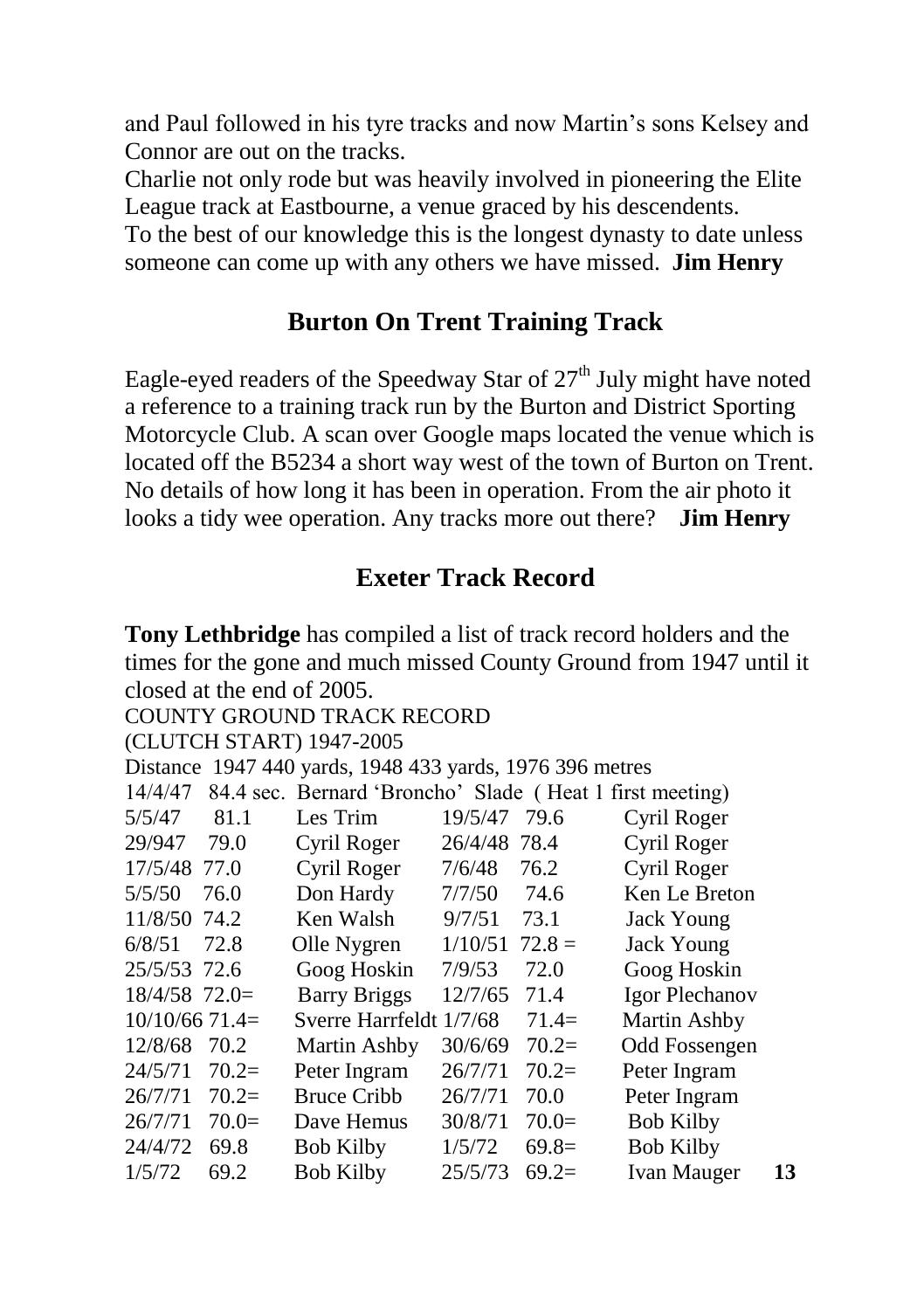and Paul followed in his tyre tracks and now Martin's sons Kelsey and Connor are out on the tracks.

Charlie not only rode but was heavily involved in pioneering the Elite League track at Eastbourne, a venue graced by his descendents.

To the best of our knowledge this is the longest dynasty to date unless someone can come up with any others we have missed. **Jim Henry**

## Burton On Trent Training Track

Eagle-eyed readers of the Speedway Star of 27[th] July might have noted a reference to a training track run by the Burton and District Sporting Motorcycle Club. A scan over Google maps located the venue which is located off the B5234 a short way west of the town of Burton on Trent. No details of how long it has been in operation. From the air photo it looks a tidy wee operation. Any tracks more out there? **Jim Henry**

## Exeter Track Record

**Tony Lethbridge** has compiled a list of track record holders and the times for the gone and much missed County Ground from 1947 until it closed at the end of 2005.

COUNTY GROUND TRACK RECORD

(CLUTCH START) 1947-2005

Distance 1947 440 yards, 1948 433 yards, 1976 396 metres

14/4/47 84.4 sec. Bernard 'Broncho' Slade ( Heat 1 first meeting)

| | | | | | |
|---|---|---|---|---|---|
| 5/5/47 | 81.1 | Les Trim | 19/5/47 | 79.6 | Cyril Roger |
| 29/947 | 79.0 | Cyril Roger | 26/4/48 | 78.4 | Cyril Roger |
| 17/5/48 | 77.0 | Cyril Roger | 7/6/48 | 76.2 | Cyril Roger |
| 5/5/50 | 76.0 | Don Hardy | 7/7/50 | 74.6 | Ken Le Breton |
| 11/8/50 | 74.2 | Ken Walsh | 9/7/51 | 73.1 | Jack Young |
| 6/8/51 | 72.8 | Olle Nygren | 1/10/51 | 72.8 = | Jack Young |
| 25/5/53 | 72.6 | Goog Hoskin | 7/9/53 | 72.0 | Goog Hoskin |
| 18/4/58 | 72.0= | Barry Briggs | 12/7/65 | 71.4 | Igor Plechanov |
| 10/10/66 | 71.4= | Sverre Harrfeldt | 1/7/68 | 71.4= | Martin Ashby |
| 12/8/68 | 70.2 | Martin Ashby | 30/6/69 | 70.2= | Odd Fossengen |
| 24/5/71 | 70.2= | Peter Ingram | 26/7/71 | 70.2= | Peter Ingram |
| 26/7/71 | 70.2= | Bruce Cribb | 26/7/71 | 70.0 | Peter Ingram |
| 26/7/71 | 70.0= | Dave Hemus | 30/8/71 | 70.0= | Bob Kilby |
| 24/4/72 | 69.8 | Bob Kilby | 1/5/72 | 69.8= | Bob Kilby |
| 1/5/72 | 69.2 | Bob Kilby | 25/5/73 | 69.2= | Ivan Mauger |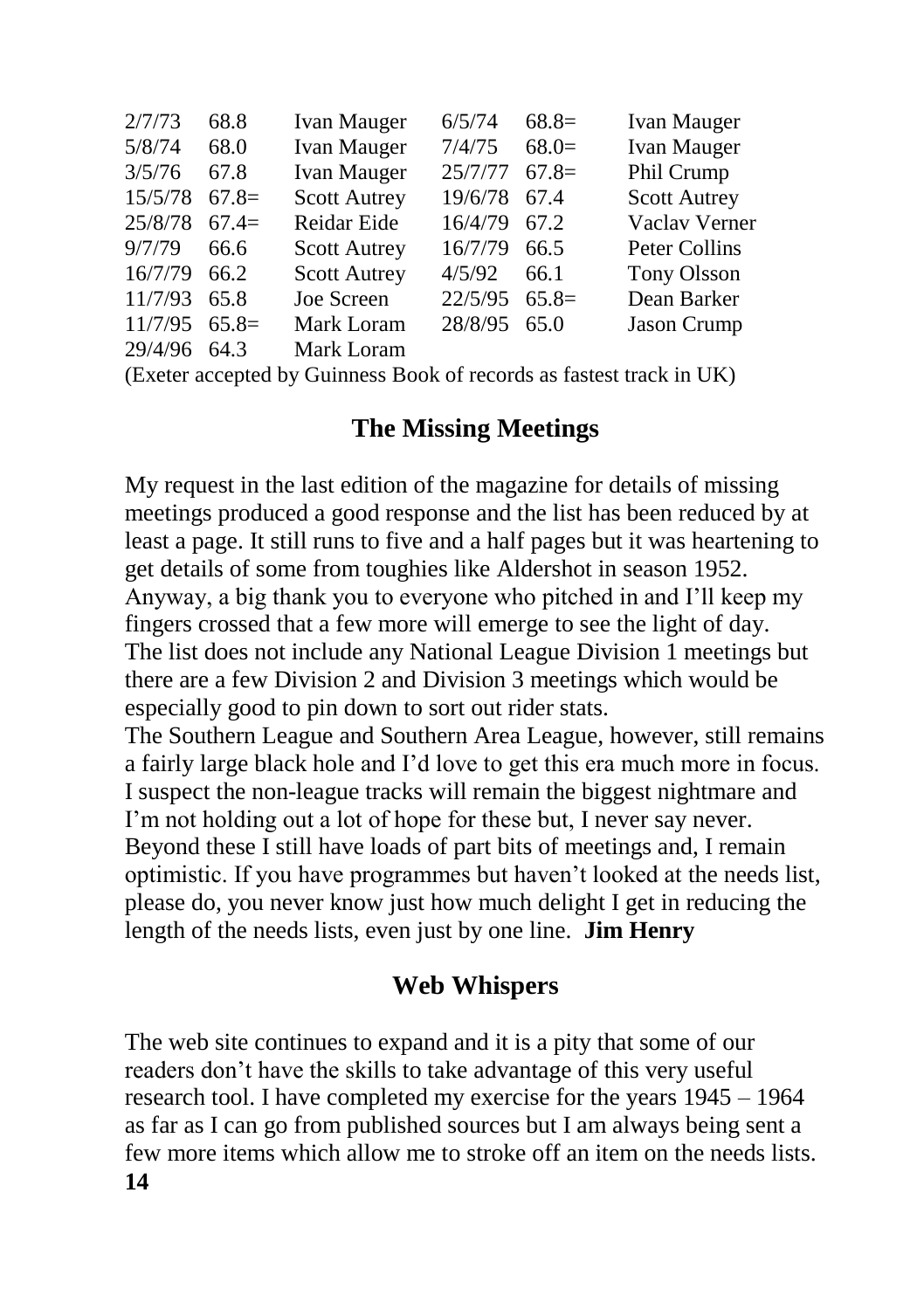| | | | | | |
|---|---|---|---|---|---|
| 2/7/73 | 68.8 | Ivan Mauger | 6/5/74 | 68.8= | Ivan Mauger |
| 5/8/74 | 68.0 | Ivan Mauger | 7/4/75 | 68.0= | Ivan Mauger |
| 3/5/76 | 67.8 | Ivan Mauger | 25/7/77 | 67.8= | Phil Crump |
| 15/5/78 | 67.8= | Scott Autrey | 19/6/78 | 67.4 | Scott Autrey |
| 25/8/78 | 67.4= | Reidar Eide | 16/4/79 | 67.2 | Vaclav Verner |
| 9/7/79 | 66.6 | Scott Autrey | 16/7/79 | 66.5 | Peter Collins |
| 16/7/79 | 66.2 | Scott Autrey | 4/5/92 | 66.1 | Tony Olsson |
| 11/7/93 | 65.8 | Joe Screen | 22/5/95 | 65.8= | Dean Barker |
| 11/7/95 | 65.8= | Mark Loram | 28/8/95 | 65.0 | Jason Crump |
| 29/4/96 | 64.3 | Mark Loram | | | |

(Exeter accepted by Guinness Book of records as fastest track in UK)

## The Missing Meetings

My request in the last edition of the magazine for details of missing meetings produced a good response and the list has been reduced by at least a page. It still runs to five and a half pages but it was heartening to get details of some from toughies like Aldershot in season 1952. Anyway, a big thank you to everyone who pitched in and I'll keep my fingers crossed that a few more will emerge to see the light of day. The list does not include any National League Division 1 meetings but there are a few Division 2 and Division 3 meetings which would be especially good to pin down to sort out rider stats.
The Southern League and Southern Area League, however, still remains a fairly large black hole and I'd love to get this era much more in focus. I suspect the non-league tracks will remain the biggest nightmare and I'm not holding out a lot of hope for these but, I never say never. Beyond these I still have loads of part bits of meetings and, I remain optimistic. If you have programmes but haven't looked at the needs list, please do, you never know just how much delight I get in reducing the length of the needs lists, even just by one line. **Jim Henry**

## Web Whispers

The web site continues to expand and it is a pity that some of our readers don't have the skills to take advantage of this very useful research tool. I have completed my exercise for the years 1945 – 1964 as far as I can go from published sources but I am always being sent a few more items which allow me to stroke off an item on the needs lists.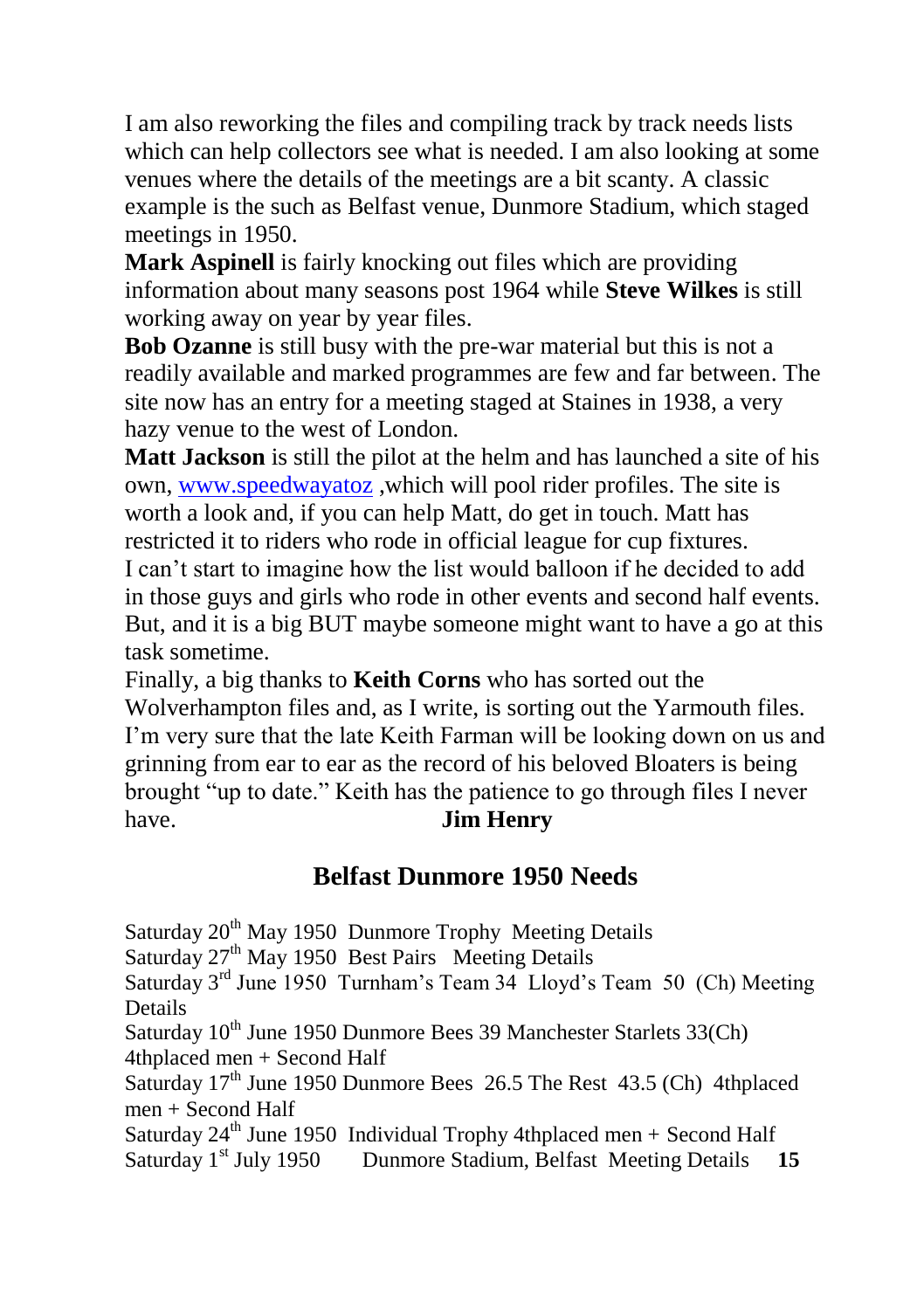I am also reworking the files and compiling track by track needs lists which can help collectors see what is needed. I am also looking at some venues where the details of the meetings are a bit scanty. A classic example is the such as Belfast venue, Dunmore Stadium, which staged meetings in 1950.

**Mark Aspinell** is fairly knocking out files which are providing information about many seasons post 1964 while **Steve Wilkes** is still working away on year by year files.

**Bob Ozanne** is still busy with the pre-war material but this is not a readily available and marked programmes are few and far between. The site now has an entry for a meeting staged at Staines in 1938, a very hazy venue to the west of London.

**Matt Jackson** is still the pilot at the helm and has launched a site of his own, [www.speedwayatoz](www.speedwayatoz) ,which will pool rider profiles. The site is worth a look and, if you can help Matt, do get in touch. Matt has restricted it to riders who rode in official league for cup fixtures.

I can't start to imagine how the list would balloon if he decided to add in those guys and girls who rode in other events and second half events. But, and it is a big BUT maybe someone might want to have a go at this task sometime.

Finally, a big thanks to **Keith Corns** who has sorted out the Wolverhampton files and, as I write, is sorting out the Yarmouth files. I'm very sure that the late Keith Farman will be looking down on us and grinning from ear to ear as the record of his beloved Bloaters is being brought "up to date." Keith has the patience to go through files I never have.

**Jim Henry**

## Belfast Dunmore 1950 Needs

Saturday 20th May 1950 Dunmore Trophy Meeting Details
Saturday 27th May 1950 Best Pairs Meeting Details
Saturday 3rd June 1950 Turnham's Team 34 Lloyd's Team 50 (Ch) Meeting Details
Saturday 10th June 1950 Dunmore Bees 39 Manchester Starlets 33(Ch) 4thplaced men + Second Half
Saturday 17th June 1950 Dunmore Bees 26.5 The Rest 43.5 (Ch) 4thplaced men + Second Half
Saturday 24th June 1950 Individual Trophy 4thplaced men + Second Half
Saturday 1st July 1950 Dunmore Stadium, Belfast Meeting Details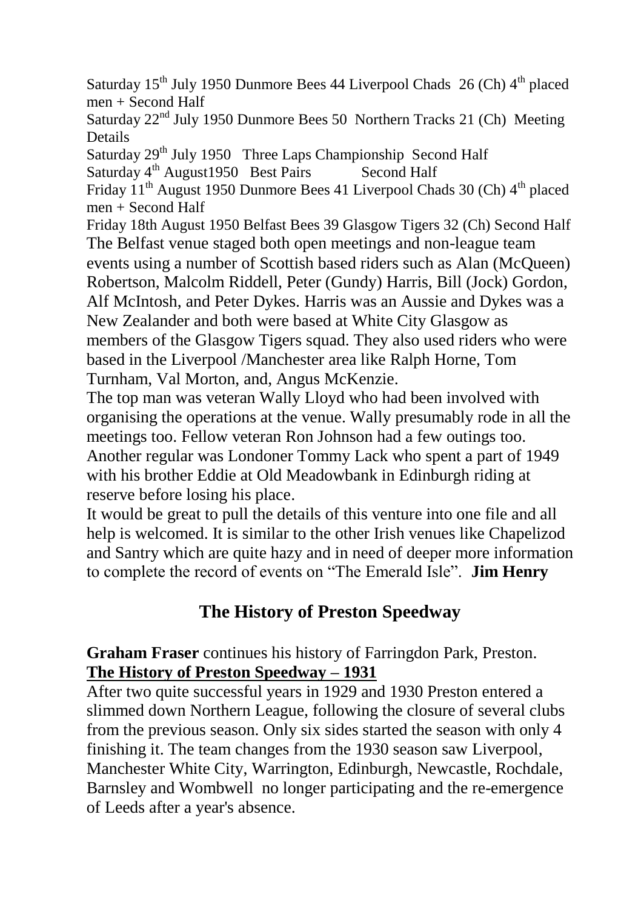Saturday 15th July 1950 Dunmore Bees 44 Liverpool Chads 26 (Ch) 4th placed men + Second Half

Saturday 22nd July 1950 Dunmore Bees 50 Northern Tracks 21 (Ch) Meeting Details

Saturday 29th July 1950 Three Laps Championship Second Half

Saturday 4th August1950 Best Pairs Second Half

Friday 11th August 1950 Dunmore Bees 41 Liverpool Chads 30 (Ch) 4th placed men + Second Half

Friday 18th August 1950 Belfast Bees 39 Glasgow Tigers 32 (Ch) Second Half

The Belfast venue staged both open meetings and non-league team events using a number of Scottish based riders such as Alan (McQueen) Robertson, Malcolm Riddell, Peter (Gundy) Harris, Bill (Jock) Gordon, Alf McIntosh, and Peter Dykes. Harris was an Aussie and Dykes was a New Zealander and both were based at White City Glasgow as members of the Glasgow Tigers squad. They also used riders who were based in the Liverpool /Manchester area like Ralph Horne, Tom Turnham, Val Morton, and, Angus McKenzie.

The top man was veteran Wally Lloyd who had been involved with organising the operations at the venue. Wally presumably rode in all the meetings too. Fellow veteran Ron Johnson had a few outings too. Another regular was Londoner Tommy Lack who spent a part of 1949 with his brother Eddie at Old Meadowbank in Edinburgh riding at reserve before losing his place.

It would be great to pull the details of this venture into one file and all help is welcomed. It is similar to the other Irish venues like Chapelizod and Santry which are quite hazy and in need of deeper more information to complete the record of events on "The Emerald Isle". **Jim Henry**

## The History of Preston Speedway

**Graham Fraser** continues his history of Farringdon Park, Preston.

**The History of Preston Speedway – 1931**

After two quite successful years in 1929 and 1930 Preston entered a slimmed down Northern League, following the closure of several clubs from the previous season. Only six sides started the season with only 4 finishing it. The team changes from the 1930 season saw Liverpool, Manchester White City, Warrington, Edinburgh, Newcastle, Rochdale, Barnsley and Wombwell no longer participating and the re-emergence of Leeds after a year's absence.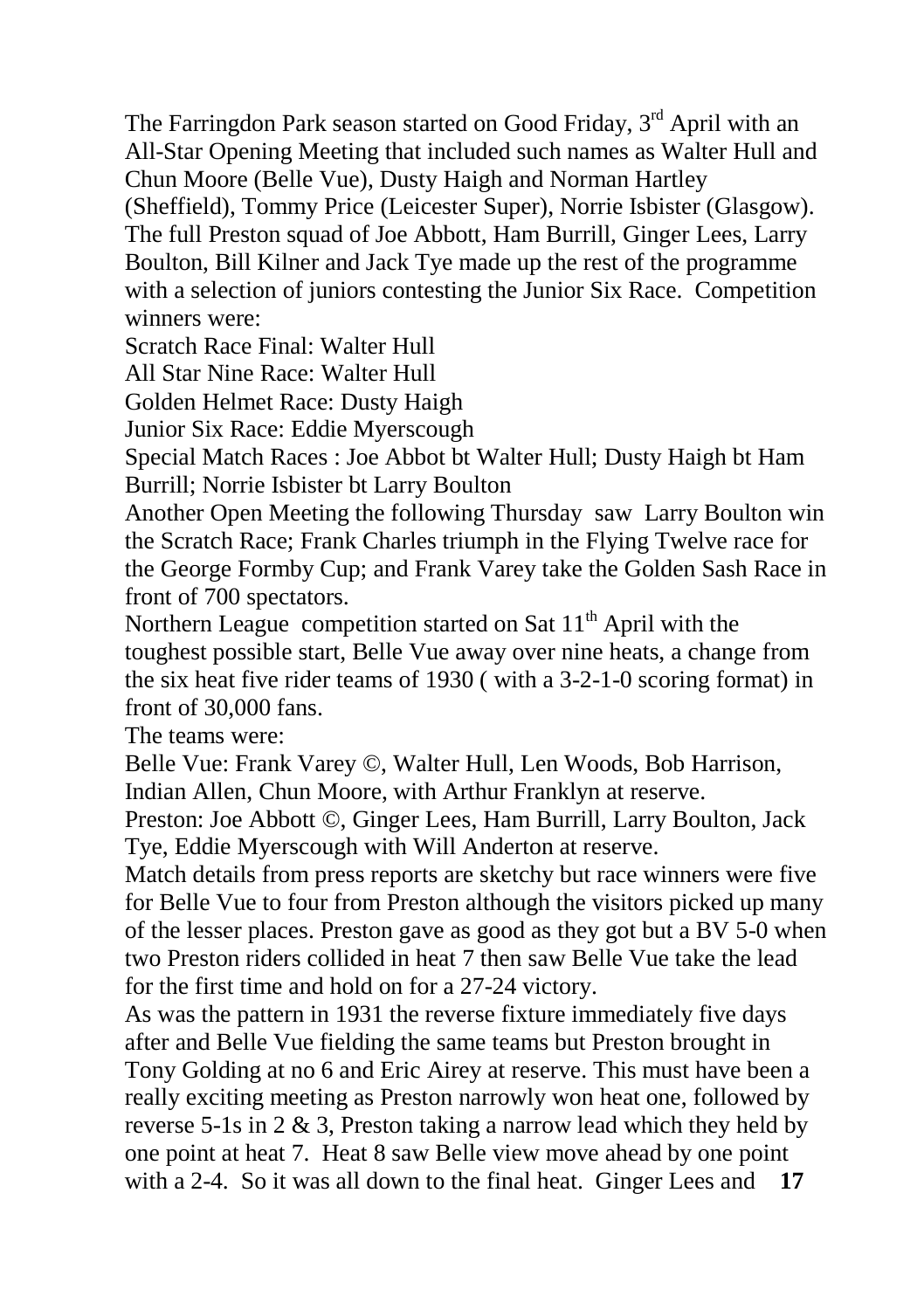The Farringdon Park season started on Good Friday, 3rd April with an All-Star Opening Meeting that included such names as Walter Hull and Chun Moore (Belle Vue), Dusty Haigh and Norman Hartley (Sheffield), Tommy Price (Leicester Super), Norrie Isbister (Glasgow). The full Preston squad of Joe Abbott, Ham Burrill, Ginger Lees, Larry Boulton, Bill Kilner and Jack Tye made up the rest of the programme with a selection of juniors contesting the Junior Six Race. Competition winners were:

Scratch Race Final: Walter Hull

All Star Nine Race: Walter Hull

Golden Helmet Race: Dusty Haigh

Junior Six Race: Eddie Myerscough

Special Match Races : Joe Abbot bt Walter Hull; Dusty Haigh bt Ham Burrill; Norrie Isbister bt Larry Boulton

Another Open Meeting the following Thursday saw Larry Boulton win the Scratch Race; Frank Charles triumph in the Flying Twelve race for the George Formby Cup; and Frank Varey take the Golden Sash Race in front of 700 spectators.

Northern League competition started on Sat 11th April with the toughest possible start, Belle Vue away over nine heats, a change from the six heat five rider teams of 1930 ( with a 3-2-1-0 scoring format) in front of 30,000 fans.

The teams were:

Belle Vue: Frank Varey ©, Walter Hull, Len Woods, Bob Harrison, Indian Allen, Chun Moore, with Arthur Franklyn at reserve.

Preston: Joe Abbott ©, Ginger Lees, Ham Burrill, Larry Boulton, Jack Tye, Eddie Myerscough with Will Anderton at reserve.

Match details from press reports are sketchy but race winners were five for Belle Vue to four from Preston although the visitors picked up many of the lesser places. Preston gave as good as they got but a BV 5-0 when two Preston riders collided in heat 7 then saw Belle Vue take the lead for the first time and hold on for a 27-24 victory.

As was the pattern in 1931 the reverse fixture immediately five days after and Belle Vue fielding the same teams but Preston brought in Tony Golding at no 6 and Eric Airey at reserve. This must have been a really exciting meeting as Preston narrowly won heat one, followed by reverse 5-1s in 2 & 3, Preston taking a narrow lead which they held by one point at heat 7. Heat 8 saw Belle view move ahead by one point with a 2-4. So it was all down to the final heat. Ginger Lees and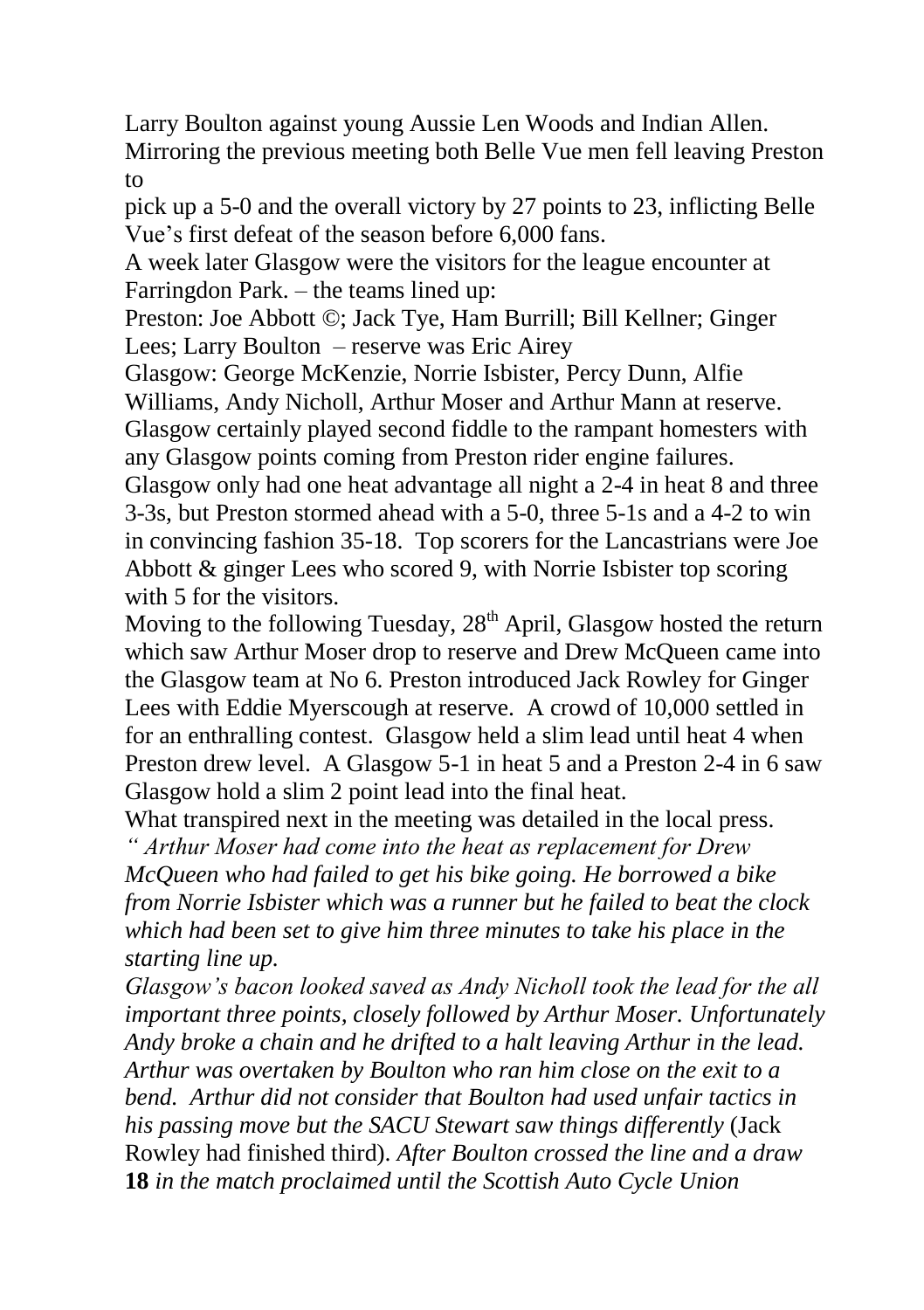Larry Boulton against young Aussie Len Woods and Indian Allen. Mirroring the previous meeting both Belle Vue men fell leaving Preston to pick up a 5-0 and the overall victory by 27 points to 23, inflicting Belle Vue's first defeat of the season before 6,000 fans.

A week later Glasgow were the visitors for the league encounter at Farringdon Park. – the teams lined up:

Preston: Joe Abbott ©; Jack Tye, Ham Burrill; Bill Kellner; Ginger Lees; Larry Boulton – reserve was Eric Airey

Glasgow: George McKenzie, Norrie Isbister, Percy Dunn, Alfie Williams, Andy Nicholl, Arthur Moser and Arthur Mann at reserve.

Glasgow certainly played second fiddle to the rampant homesters with any Glasgow points coming from Preston rider engine failures. Glasgow only had one heat advantage all night a 2-4 in heat 8 and three 3-3s, but Preston stormed ahead with a 5-0, three 5-1s and a 4-2 to win in convincing fashion 35-18. Top scorers for the Lancastrians were Joe Abbott & ginger Lees who scored 9, with Norrie Isbister top scoring with 5 for the visitors.

Moving to the following Tuesday, 28th April, Glasgow hosted the return which saw Arthur Moser drop to reserve and Drew McQueen came into the Glasgow team at No 6. Preston introduced Jack Rowley for Ginger Lees with Eddie Myerscough at reserve. A crowd of 10,000 settled in for an enthralling contest. Glasgow held a slim lead until heat 4 when Preston drew level. A Glasgow 5-1 in heat 5 and a Preston 2-4 in 6 saw Glasgow hold a slim 2 point lead into the final heat.

What transpired next in the meeting was detailed in the local press.

*" Arthur Moser had come into the heat as replacement for Drew McQueen who had failed to get his bike going. He borrowed a bike from Norrie Isbister which was a runner but he failed to beat the clock which had been set to give him three minutes to take his place in the starting line up.*

*Glasgow's bacon looked saved as Andy Nicholl took the lead for the all important three points, closely followed by Arthur Moser. Unfortunately Andy broke a chain and he drifted to a halt leaving Arthur in the lead. Arthur was overtaken by Boulton who ran him close on the exit to a bend. Arthur did not consider that Boulton had used unfair tactics in his passing move but the SACU Stewart saw things differently* (Jack Rowley had finished third). *After Boulton crossed the line and a draw in the match proclaimed until the Scottish Auto Cycle Union*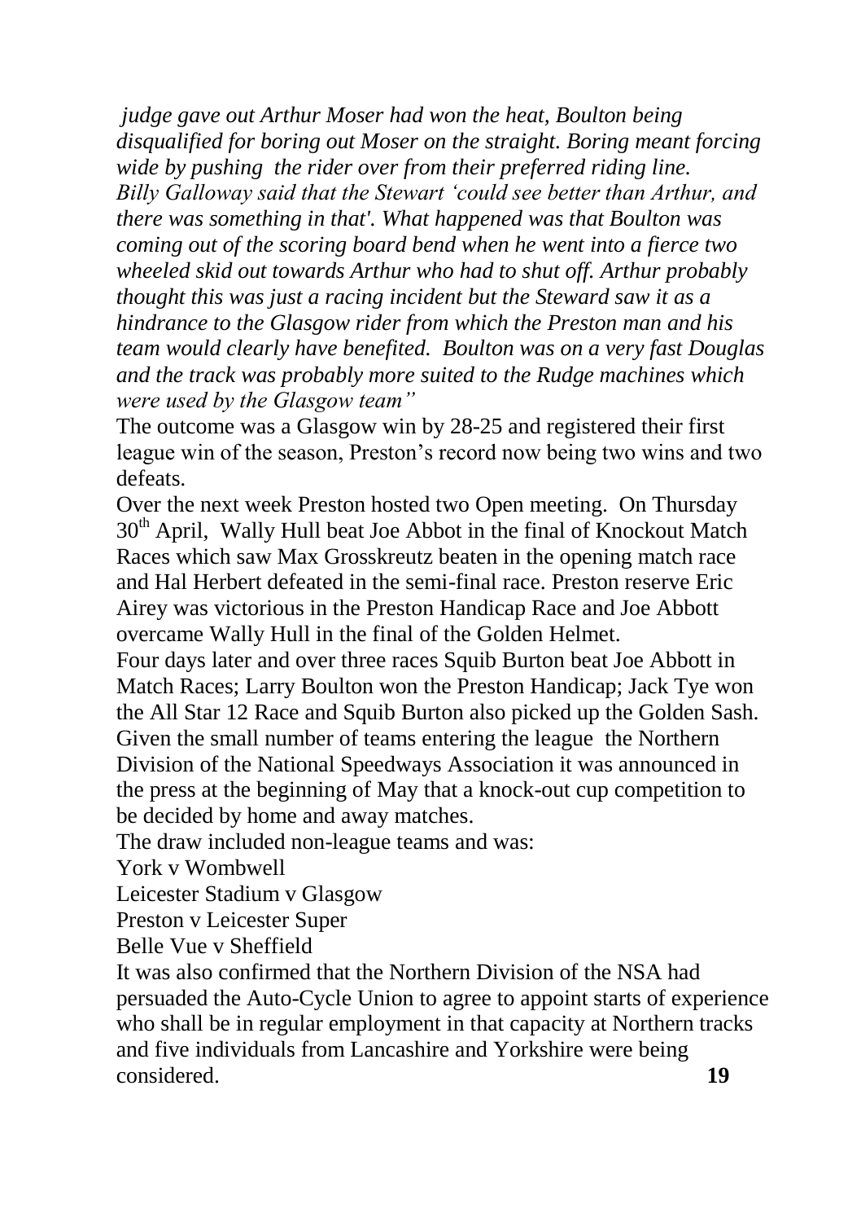*judge gave out Arthur Moser had won the heat, Boulton being disqualified for boring out Moser on the straight. Boring meant forcing wide by pushing the rider over from their preferred riding line. Billy Galloway said that the Stewart 'could see better than Arthur, and there was something in that'. What happened was that Boulton was coming out of the scoring board bend when he went into a fierce two wheeled skid out towards Arthur who had to shut off. Arthur probably thought this was just a racing incident but the Steward saw it as a hindrance to the Glasgow rider from which the Preston man and his team would clearly have benefited. Boulton was on a very fast Douglas and the track was probably more suited to the Rudge machines which were used by the Glasgow team"*

The outcome was a Glasgow win by 28-25 and registered their first league win of the season, Preston's record now being two wins and two defeats.

Over the next week Preston hosted two Open meeting. On Thursday 30th April, Wally Hull beat Joe Abbot in the final of Knockout Match Races which saw Max Grosskreutz beaten in the opening match race and Hal Herbert defeated in the semi-final race. Preston reserve Eric Airey was victorious in the Preston Handicap Race and Joe Abbott overcame Wally Hull in the final of the Golden Helmet.

Four days later and over three races Squib Burton beat Joe Abbott in Match Races; Larry Boulton won the Preston Handicap; Jack Tye won the All Star 12 Race and Squib Burton also picked up the Golden Sash.

Given the small number of teams entering the league the Northern Division of the National Speedways Association it was announced in the press at the beginning of May that a knock-out cup competition to be decided by home and away matches.

The draw included non-league teams and was:

York v Wombwell

Leicester Stadium v Glasgow

Preston v Leicester Super

Belle Vue v Sheffield

It was also confirmed that the Northern Division of the NSA had persuaded the Auto-Cycle Union to agree to appoint starts of experience who shall be in regular employment in that capacity at Northern tracks and five individuals from Lancashire and Yorkshire were being considered.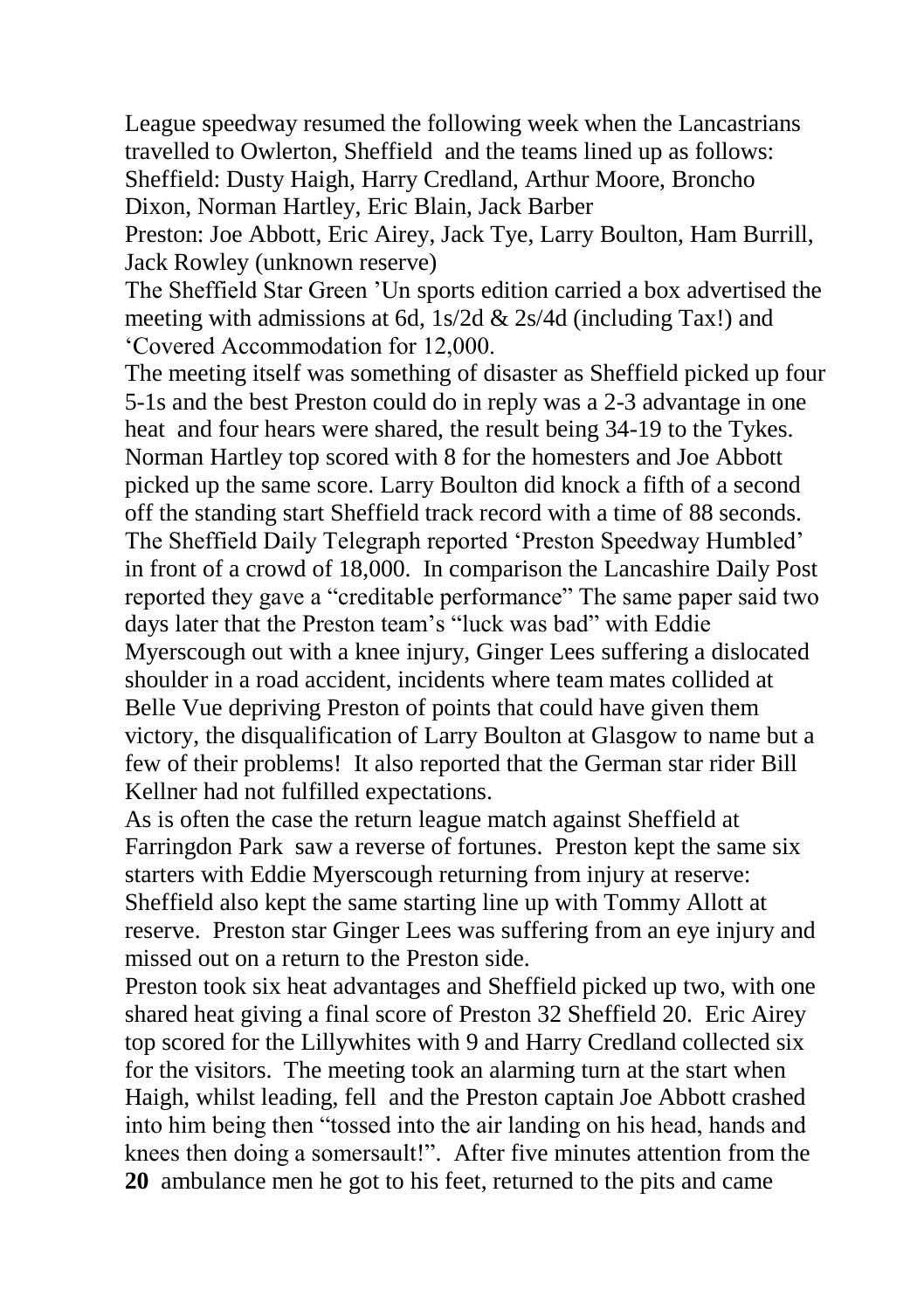League speedway resumed the following week when the Lancastrians travelled to Owlerton, Sheffield and the teams lined up as follows:
Sheffield: Dusty Haigh, Harry Credland, Arthur Moore, Broncho Dixon, Norman Hartley, Eric Blain, Jack Barber
Preston: Joe Abbott, Eric Airey, Jack Tye, Larry Boulton, Ham Burrill, Jack Rowley (unknown reserve)
The Sheffield Star Green 'Un sports edition carried a box advertised the meeting with admissions at 6d, 1s/2d & 2s/4d (including Tax!) and 'Covered Accommodation for 12,000.
The meeting itself was something of disaster as Sheffield picked up four 5-1s and the best Preston could do in reply was a 2-3 advantage in one heat and four hears were shared, the result being 34-19 to the Tykes. Norman Hartley top scored with 8 for the homesters and Joe Abbott picked up the same score. Larry Boulton did knock a fifth of a second off the standing start Sheffield track record with a time of 88 seconds. The Sheffield Daily Telegraph reported 'Preston Speedway Humbled' in front of a crowd of 18,000. In comparison the Lancashire Daily Post reported they gave a "creditable performance" The same paper said two days later that the Preston team's "luck was bad" with Eddie Myerscough out with a knee injury, Ginger Lees suffering a dislocated shoulder in a road accident, incidents where team mates collided at Belle Vue depriving Preston of points that could have given them victory, the disqualification of Larry Boulton at Glasgow to name but a few of their problems! It also reported that the German star rider Bill Kellner had not fulfilled expectations.
As is often the case the return league match against Sheffield at Farringdon Park saw a reverse of fortunes. Preston kept the same six starters with Eddie Myerscough returning from injury at reserve: Sheffield also kept the same starting line up with Tommy Allott at reserve. Preston star Ginger Lees was suffering from an eye injury and missed out on a return to the Preston side.
Preston took six heat advantages and Sheffield picked up two, with one shared heat giving a final score of Preston 32 Sheffield 20. Eric Airey top scored for the Lillywhites with 9 and Harry Credland collected six for the visitors. The meeting took an alarming turn at the start when Haigh, whilst leading, fell and the Preston captain Joe Abbott crashed into him being then "tossed into the air landing on his head, hands and knees then doing a somersault!". After five minutes attention from the ambulance men he got to his feet, returned to the pits and came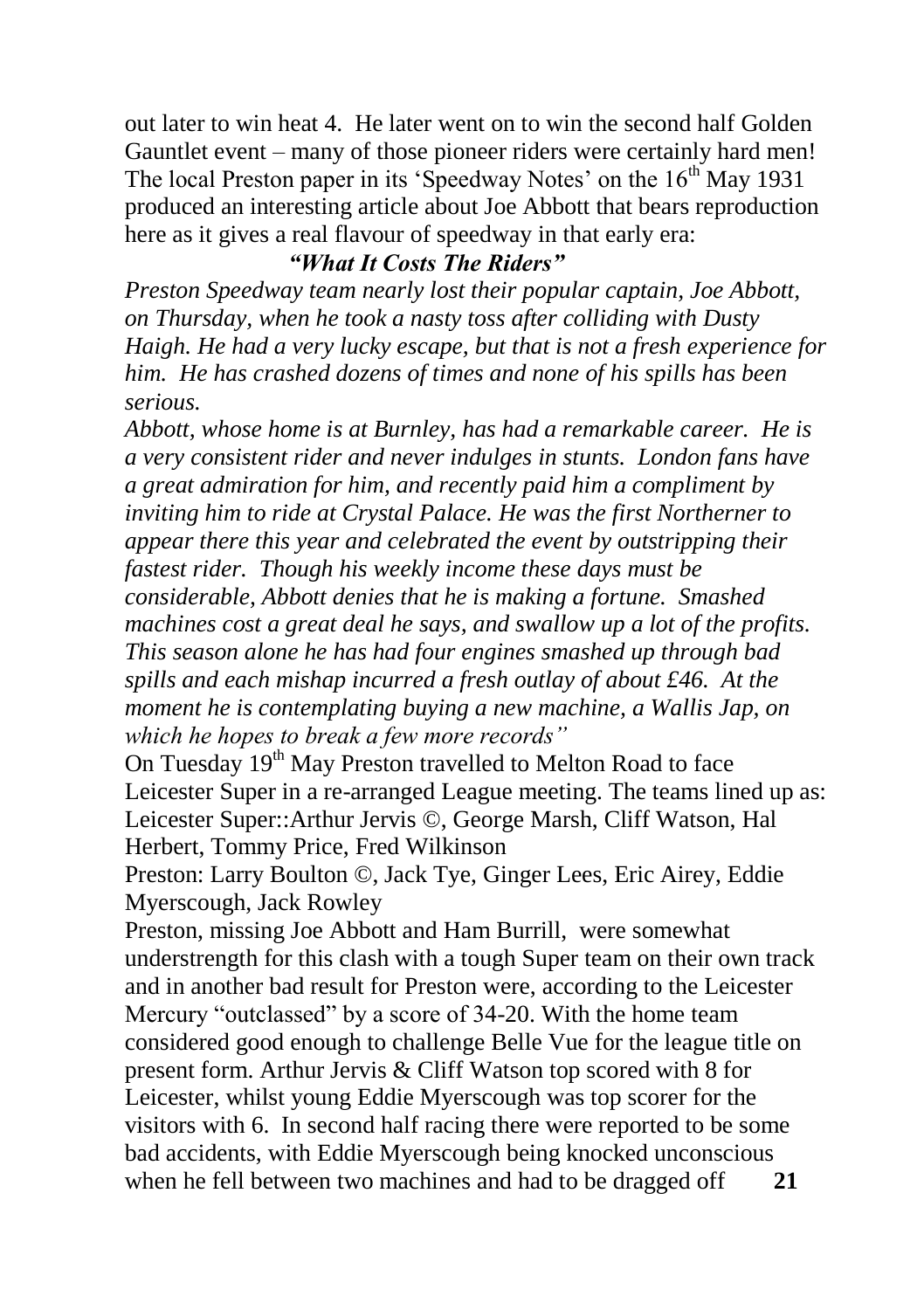out later to win heat 4. He later went on to win the second half Golden Gauntlet event – many of those pioneer riders were certainly hard men! The local Preston paper in its 'Speedway Notes' on the 16th May 1931 produced an interesting article about Joe Abbott that bears reproduction here as it gives a real flavour of speedway in that early era:

***"What It Costs The Riders"***

*Preston Speedway team nearly lost their popular captain, Joe Abbott, on Thursday, when he took a nasty toss after colliding with Dusty Haigh. He had a very lucky escape, but that is not a fresh experience for him. He has crashed dozens of times and none of his spills has been serious.*

*Abbott, whose home is at Burnley, has had a remarkable career. He is a very consistent rider and never indulges in stunts. London fans have a great admiration for him, and recently paid him a compliment by inviting him to ride at Crystal Palace. He was the first Northerner to appear there this year and celebrated the event by outstripping their fastest rider. Though his weekly income these days must be considerable, Abbott denies that he is making a fortune. Smashed machines cost a great deal he says, and swallow up a lot of the profits. This season alone he has had four engines smashed up through bad spills and each mishap incurred a fresh outlay of about £46. At the moment he is contemplating buying a new machine, a Wallis Jap, on which he hopes to break a few more records"*

On Tuesday 19th May Preston travelled to Melton Road to face Leicester Super in a re-arranged League meeting. The teams lined up as:

Leicester Super::Arthur Jervis ©, George Marsh, Cliff Watson, Hal Herbert, Tommy Price, Fred Wilkinson

Preston: Larry Boulton ©, Jack Tye, Ginger Lees, Eric Airey, Eddie Myerscough, Jack Rowley

Preston, missing Joe Abbott and Ham Burrill, were somewhat understrength for this clash with a tough Super team on their own track and in another bad result for Preston were, according to the Leicester Mercury "outclassed" by a score of 34-20. With the home team considered good enough to challenge Belle Vue for the league title on present form. Arthur Jervis & Cliff Watson top scored with 8 for Leicester, whilst young Eddie Myerscough was top scorer for the visitors with 6. In second half racing there were reported to be some bad accidents, with Eddie Myerscough being knocked unconscious when he fell between two machines and had to be dragged off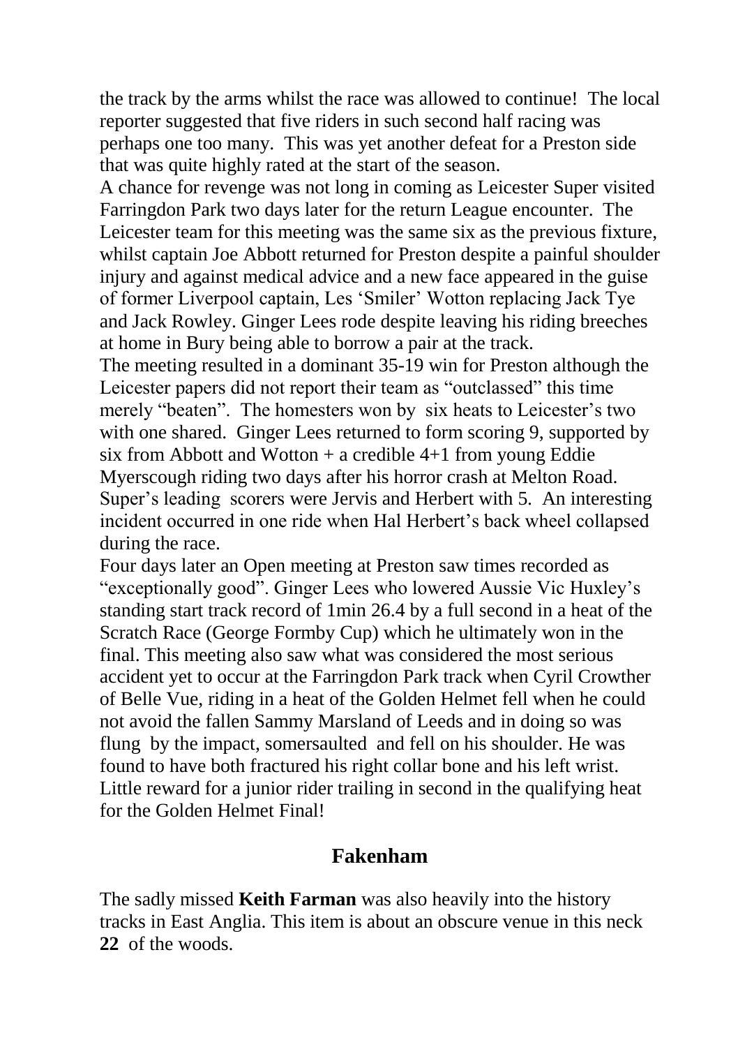the track by the arms whilst the race was allowed to continue! The local reporter suggested that five riders in such second half racing was perhaps one too many. This was yet another defeat for a Preston side that was quite highly rated at the start of the season.

A chance for revenge was not long in coming as Leicester Super visited Farringdon Park two days later for the return League encounter. The Leicester team for this meeting was the same six as the previous fixture, whilst captain Joe Abbott returned for Preston despite a painful shoulder injury and against medical advice and a new face appeared in the guise of former Liverpool captain, Les 'Smiler' Wotton replacing Jack Tye and Jack Rowley. Ginger Lees rode despite leaving his riding breeches at home in Bury being able to borrow a pair at the track.

The meeting resulted in a dominant 35-19 win for Preston although the Leicester papers did not report their team as "outclassed" this time merely "beaten". The homesters won by six heats to Leicester's two with one shared. Ginger Lees returned to form scoring 9, supported by six from Abbott and Wotton + a credible 4+1 from young Eddie Myerscough riding two days after his horror crash at Melton Road. Super's leading scorers were Jervis and Herbert with 5. An interesting incident occurred in one ride when Hal Herbert's back wheel collapsed during the race.

Four days later an Open meeting at Preston saw times recorded as "exceptionally good". Ginger Lees who lowered Aussie Vic Huxley's standing start track record of 1min 26.4 by a full second in a heat of the Scratch Race (George Formby Cup) which he ultimately won in the final. This meeting also saw what was considered the most serious accident yet to occur at the Farringdon Park track when Cyril Crowther of Belle Vue, riding in a heat of the Golden Helmet fell when he could not avoid the fallen Sammy Marsland of Leeds and in doing so was flung by the impact, somersaulted and fell on his shoulder. He was found to have both fractured his right collar bone and his left wrist. Little reward for a junior rider trailing in second in the qualifying heat for the Golden Helmet Final!

## Fakenham

The sadly missed **Keith Farman** was also heavily into the history tracks in East Anglia. This item is about an obscure venue in this neck of the woods.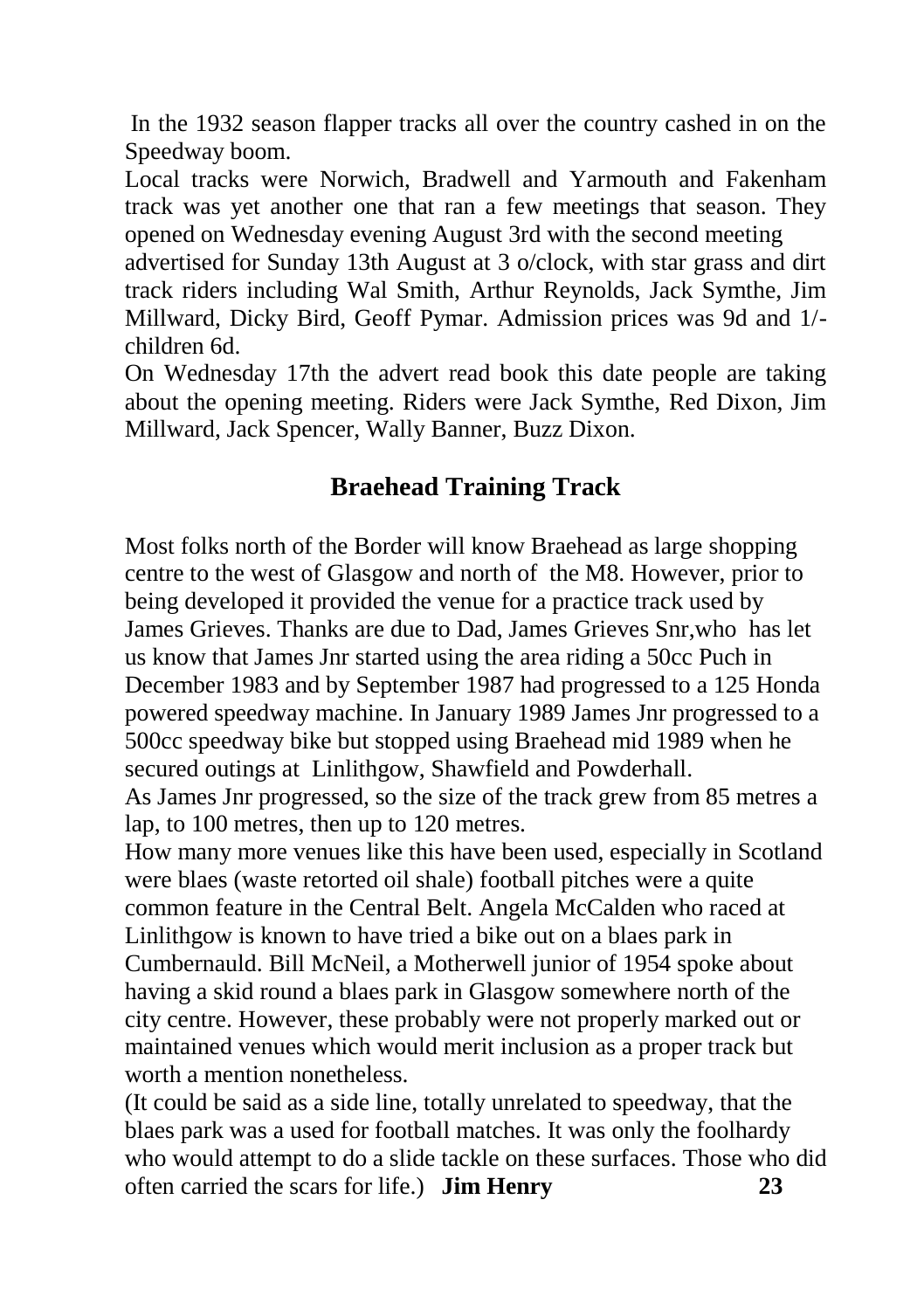In the 1932 season flapper tracks all over the country cashed in on the Speedway boom.

Local tracks were Norwich, Bradwell and Yarmouth and Fakenham track was yet another one that ran a few meetings that season. They opened on Wednesday evening August 3rd with the second meeting advertised for Sunday 13th August at 3 o/clock, with star grass and dirt track riders including Wal Smith, Arthur Reynolds, Jack Symthe, Jim Millward, Dicky Bird, Geoff Pymar. Admission prices was 9d and 1/- children 6d.

On Wednesday 17th the advert read book this date people are taking about the opening meeting. Riders were Jack Symthe, Red Dixon, Jim Millward, Jack Spencer, Wally Banner, Buzz Dixon.

## Braehead Training Track

Most folks north of the Border will know Braehead as large shopping centre to the west of Glasgow and north of the M8. However, prior to being developed it provided the venue for a practice track used by James Grieves. Thanks are due to Dad, James Grieves Snr,who has let us know that James Jnr started using the area riding a 50cc Puch in December 1983 and by September 1987 had progressed to a 125 Honda powered speedway machine. In January 1989 James Jnr progressed to a 500cc speedway bike but stopped using Braehead mid 1989 when he secured outings at Linlithgow, Shawfield and Powderhall.

As James Jnr progressed, so the size of the track grew from 85 metres a lap, to 100 metres, then up to 120 metres.

How many more venues like this have been used, especially in Scotland were blaes (waste retorted oil shale) football pitches were a quite common feature in the Central Belt. Angela McCalden who raced at Linlithgow is known to have tried a bike out on a blaes park in Cumbernauld. Bill McNeil, a Motherwell junior of 1954 spoke about having a skid round a blaes park in Glasgow somewhere north of the city centre. However, these probably were not properly marked out or maintained venues which would merit inclusion as a proper track but worth a mention nonetheless.

(It could be said as a side line, totally unrelated to speedway, that the blaes park was a used for football matches. It was only the foolhardy who would attempt to do a slide tackle on these surfaces. Those who did often carried the scars for life.) **Jim Henry**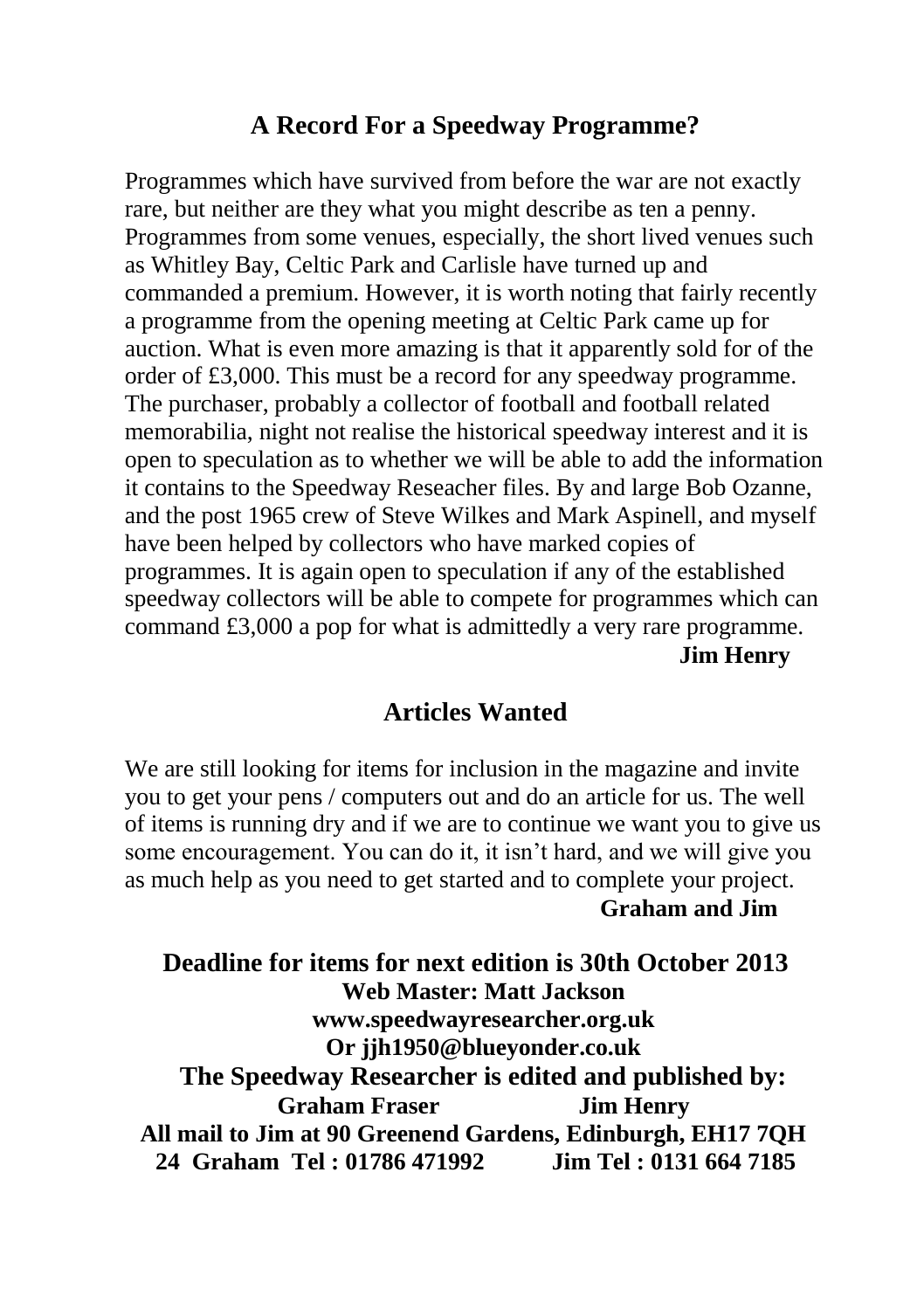## A Record For a Speedway Programme?

Programmes which have survived from before the war are not exactly rare, but neither are they what you might describe as ten a penny. Programmes from some venues, especially, the short lived venues such as Whitley Bay, Celtic Park and Carlisle have turned up and commanded a premium. However, it is worth noting that fairly recently a programme from the opening meeting at Celtic Park came up for auction. What is even more amazing is that it apparently sold for of the order of £3,000. This must be a record for any speedway programme. The purchaser, probably a collector of football and football related memorabilia, night not realise the historical speedway interest and it is open to speculation as to whether we will be able to add the information it contains to the Speedway Reseacher files. By and large Bob Ozanne, and the post 1965 crew of Steve Wilkes and Mark Aspinell, and myself have been helped by collectors who have marked copies of programmes. It is again open to speculation if any of the established speedway collectors will be able to compete for programmes which can command £3,000 a pop for what is admittedly a very rare programme.

**Jim Henry**

## Articles Wanted

We are still looking for items for inclusion in the magazine and invite you to get your pens / computers out and do an article for us. The well of items is running dry and if we are to continue we want you to give us some encouragement. You can do it, it isn't hard, and we will give you as much help as you need to get started and to complete your project.

**Graham and Jim**

**Deadline for items for next edition is 30th October 2013**

**Web Master: Matt Jackson**

**www.speedwayresearcher.org.uk**

**Or jjh1950@blueyonder.co.uk**

**The Speedway Researcher is edited and published by:**

**Graham Fraser Jim Henry**

**All mail to Jim at 90 Greenend Gardens, Edinburgh, EH17 7QH**

**Graham Tel : 01786 471992 Jim Tel : 0131 664 7185**